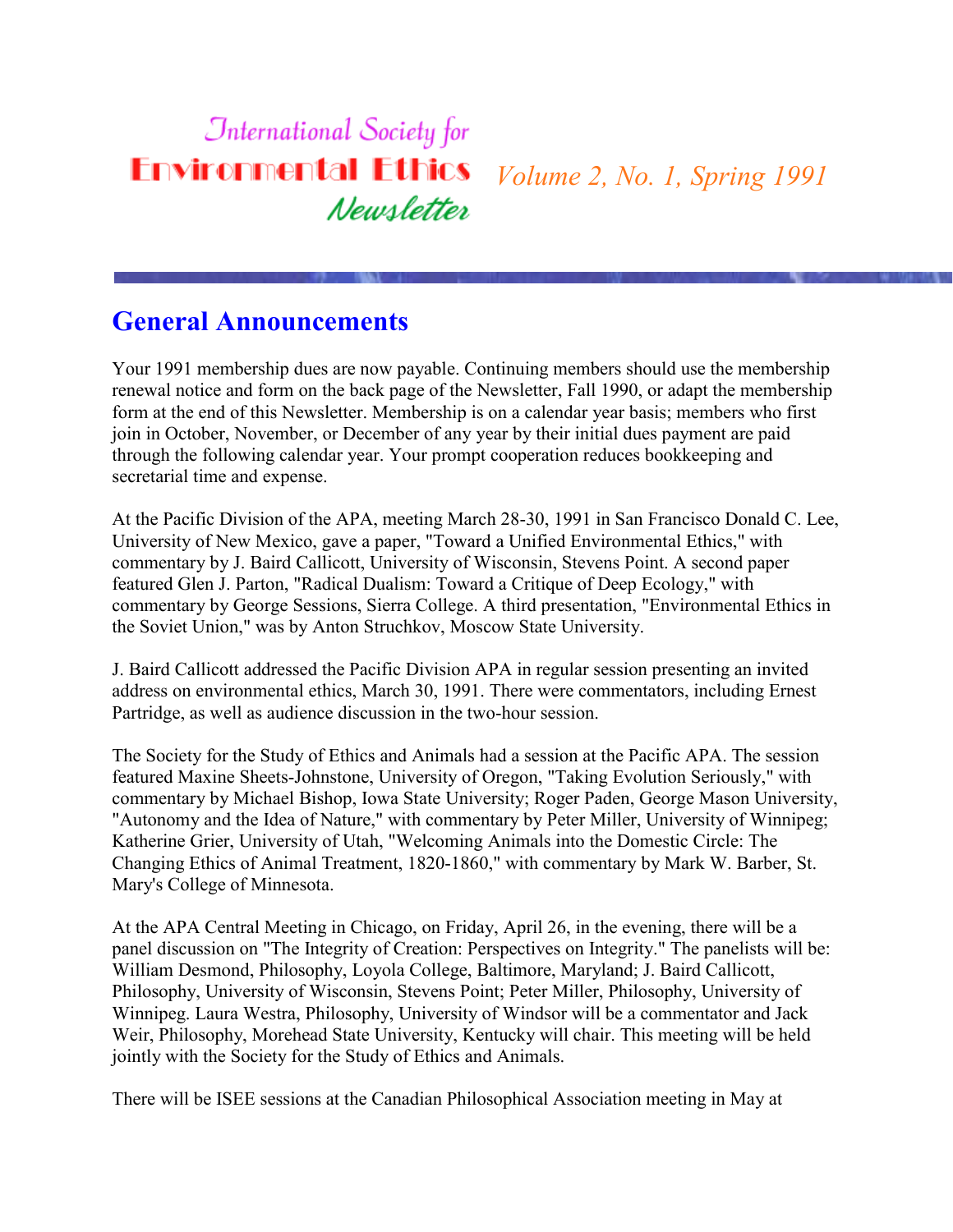# International Society for Environmental Ethics Newsletter

*Volume 2, No. 1, Spring 1991*

## General Announcements

Your 1991 membership dues are now payable. Continuing members should use the membership renewal notice and form on the back page of the Newsletter, Fall 1990, or adapt the membership form at the end of this Newsletter. Membership is on a calendar year basis; members who first join in October, November, or December of any year by their initial dues payment are paid through the following calendar year. Your prompt cooperation reduces bookkeeping and secretarial time and expense.

At the Pacific Division of the APA, meeting March 28-30, 1991 in San Francisco Donald C. Lee, University of New Mexico, gave a paper, "Toward a Unified Environmental Ethics," with commentary by J. Baird Callicott, University of Wisconsin, Stevens Point. A second paper featured Glen J. Parton, "Radical Dualism: Toward a Critique of Deep Ecology," with commentary by George Sessions, Sierra College. A third presentation, "Environmental Ethics in the Soviet Union," was by Anton Struchkov, Moscow State University.

J. Baird Callicott addressed the Pacific Division APA in regular session presenting an invited address on environmental ethics, March 30, 1991. There were commentators, including Ernest Partridge, as well as audience discussion in the two-hour session.

The Society for the Study of Ethics and Animals had a session at the Pacific APA. The session featured Maxine Sheets-Johnstone, University of Oregon, "Taking Evolution Seriously," with commentary by Michael Bishop, Iowa State University; Roger Paden, George Mason University, "Autonomy and the Idea of Nature," with commentary by Peter Miller, University of Winnipeg; Katherine Grier, University of Utah, "Welcoming Animals into the Domestic Circle: The Changing Ethics of Animal Treatment, 1820-1860," with commentary by Mark W. Barber, St. Mary's College of Minnesota.

At the APA Central Meeting in Chicago, on Friday, April 26, in the evening, there will be a panel discussion on "The Integrity of Creation: Perspectives on Integrity." The panelists will be: William Desmond, Philosophy, Loyola College, Baltimore, Maryland; J. Baird Callicott, Philosophy, University of Wisconsin, Stevens Point; Peter Miller, Philosophy, University of Winnipeg. Laura Westra, Philosophy, University of Windsor will be a commentator and Jack Weir, Philosophy, Morehead State University, Kentucky will chair. This meeting will be held jointly with the Society for the Study of Ethics and Animals.

There will be ISEE sessions at the Canadian Philosophical Association meeting in May at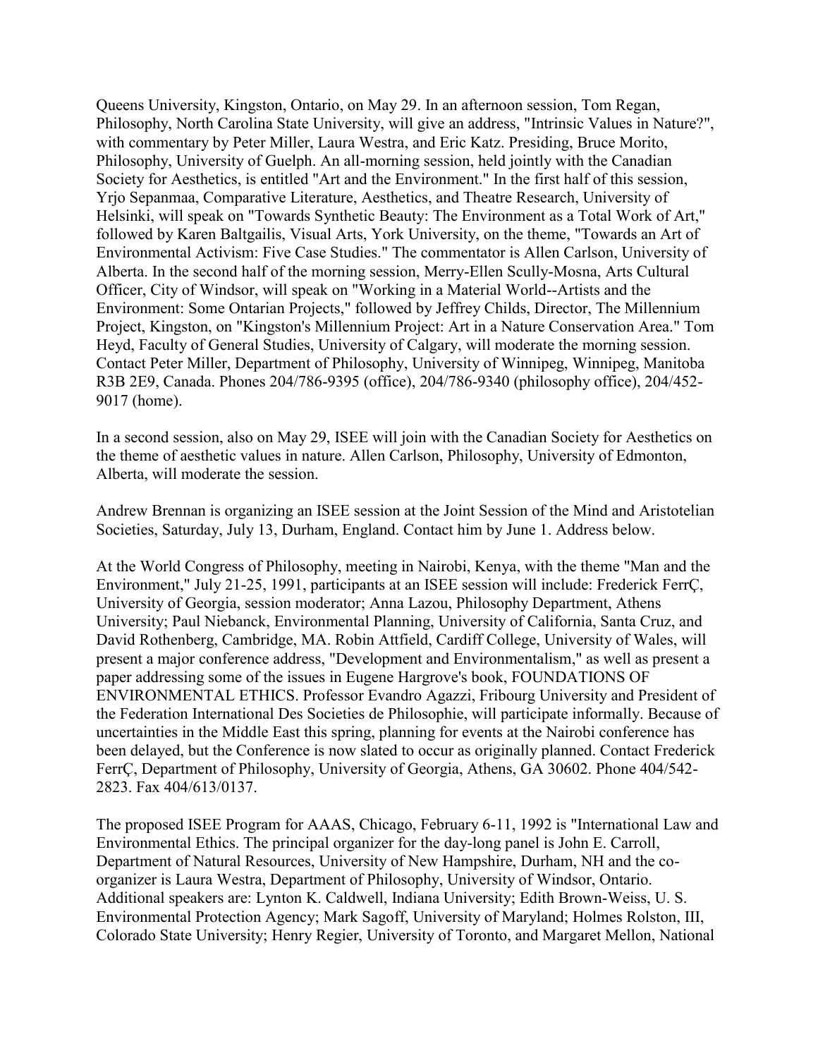Queens University, Kingston, Ontario, on May 29. In an afternoon session, Tom Regan, Philosophy, North Carolina State University, will give an address, "Intrinsic Values in Nature?", with commentary by Peter Miller, Laura Westra, and Eric Katz. Presiding, Bruce Morito, Philosophy, University of Guelph. An all-morning session, held jointly with the Canadian Society for Aesthetics, is entitled "Art and the Environment." In the first half of this session, Yrjo Sepanmaa, Comparative Literature, Aesthetics, and Theatre Research, University of Helsinki, will speak on "Towards Synthetic Beauty: The Environment as a Total Work of Art," followed by Karen Baltgailis, Visual Arts, York University, on the theme, "Towards an Art of Environmental Activism: Five Case Studies." The commentator is Allen Carlson, University of Alberta. In the second half of the morning session, Merry-Ellen Scully-Mosna, Arts Cultural Officer, City of Windsor, will speak on "Working in a Material World--Artists and the Environment: Some Ontarian Projects," followed by Jeffrey Childs, Director, The Millennium Project, Kingston, on "Kingston's Millennium Project: Art in a Nature Conservation Area." Tom Heyd, Faculty of General Studies, University of Calgary, will moderate the morning session. Contact Peter Miller, Department of Philosophy, University of Winnipeg, Winnipeg, Manitoba R3B 2E9, Canada. Phones 204/786-9395 (office), 204/786-9340 (philosophy office), 204/452-9017 (home).

In a second session, also on May 29, ISEE will join with the Canadian Society for Aesthetics on the theme of aesthetic values in nature. Allen Carlson, Philosophy, University of Edmonton, Alberta, will moderate the session.

Andrew Brennan is organizing an ISEE session at the Joint Session of the Mind and Aristotelian Societies, Saturday, July 13, Durham, England. Contact him by June 1. Address below.

At the World Congress of Philosophy, meeting in Nairobi, Kenya, with the theme "Man and the Environment," July 21-25, 1991, participants at an ISEE session will include: Frederick FerrÇ, University of Georgia, session moderator; Anna Lazou, Philosophy Department, Athens University; Paul Niebanck, Environmental Planning, University of California, Santa Cruz, and David Rothenberg, Cambridge, MA. Robin Attfield, Cardiff College, University of Wales, will present a major conference address, "Development and Environmentalism," as well as present a paper addressing some of the issues in Eugene Hargrove's book, FOUNDATIONS OF ENVIRONMENTAL ETHICS. Professor Evandro Agazzi, Fribourg University and President of the Federation International Des Societies de Philosophie, will participate informally. Because of uncertainties in the Middle East this spring, planning for events at the Nairobi conference has been delayed, but the Conference is now slated to occur as originally planned. Contact Frederick FerrÇ, Department of Philosophy, University of Georgia, Athens, GA 30602. Phone 404/542-2823. Fax 404/613/0137.

The proposed ISEE Program for AAAS, Chicago, February 6-11, 1992 is "International Law and Environmental Ethics. The principal organizer for the day-long panel is John E. Carroll, Department of Natural Resources, University of New Hampshire, Durham, NH and the co-organizer is Laura Westra, Department of Philosophy, University of Windsor, Ontario. Additional speakers are: Lynton K. Caldwell, Indiana University; Edith Brown-Weiss, U. S. Environmental Protection Agency; Mark Sagoff, University of Maryland; Holmes Rolston, III, Colorado State University; Henry Regier, University of Toronto, and Margaret Mellon, National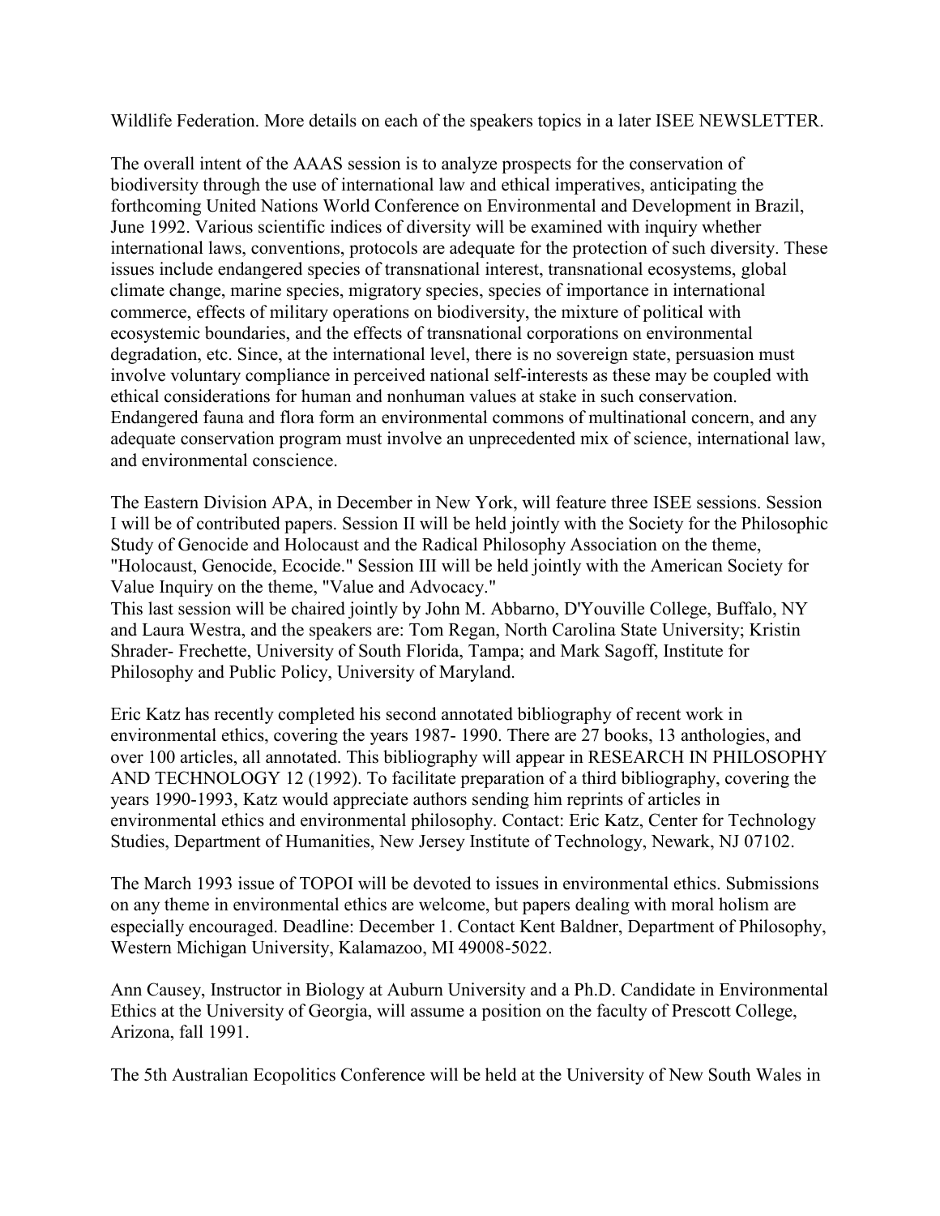Wildlife Federation. More details on each of the speakers topics in a later ISEE NEWSLETTER.

The overall intent of the AAAS session is to analyze prospects for the conservation of biodiversity through the use of international law and ethical imperatives, anticipating the forthcoming United Nations World Conference on Environmental and Development in Brazil, June 1992. Various scientific indices of diversity will be examined with inquiry whether international laws, conventions, protocols are adequate for the protection of such diversity. These issues include endangered species of transnational interest, transnational ecosystems, global climate change, marine species, migratory species, species of importance in international commerce, effects of military operations on biodiversity, the mixture of political with ecosystemic boundaries, and the effects of transnational corporations on environmental degradation, etc. Since, at the international level, there is no sovereign state, persuasion must involve voluntary compliance in perceived national self-interests as these may be coupled with ethical considerations for human and nonhuman values at stake in such conservation. Endangered fauna and flora form an environmental commons of multinational concern, and any adequate conservation program must involve an unprecedented mix of science, international law, and environmental conscience.

The Eastern Division APA, in December in New York, will feature three ISEE sessions. Session I will be of contributed papers. Session II will be held jointly with the Society for the Philosophic Study of Genocide and Holocaust and the Radical Philosophy Association on the theme, "Holocaust, Genocide, Ecocide." Session III will be held jointly with the American Society for Value Inquiry on the theme, "Value and Advocacy."
This last session will be chaired jointly by John M. Abbarno, D'Youville College, Buffalo, NY and Laura Westra, and the speakers are: Tom Regan, North Carolina State University; Kristin Shrader- Frechette, University of South Florida, Tampa; and Mark Sagoff, Institute for Philosophy and Public Policy, University of Maryland.

Eric Katz has recently completed his second annotated bibliography of recent work in environmental ethics, covering the years 1987- 1990. There are 27 books, 13 anthologies, and over 100 articles, all annotated. This bibliography will appear in RESEARCH IN PHILOSOPHY AND TECHNOLOGY 12 (1992). To facilitate preparation of a third bibliography, covering the years 1990-1993, Katz would appreciate authors sending him reprints of articles in environmental ethics and environmental philosophy. Contact: Eric Katz, Center for Technology Studies, Department of Humanities, New Jersey Institute of Technology, Newark, NJ 07102.

The March 1993 issue of TOPOI will be devoted to issues in environmental ethics. Submissions on any theme in environmental ethics are welcome, but papers dealing with moral holism are especially encouraged. Deadline: December 1. Contact Kent Baldner, Department of Philosophy, Western Michigan University, Kalamazoo, MI 49008-5022.

Ann Causey, Instructor in Biology at Auburn University and a Ph.D. Candidate in Environmental Ethics at the University of Georgia, will assume a position on the faculty of Prescott College, Arizona, fall 1991.

The 5th Australian Ecopolitics Conference will be held at the University of New South Wales in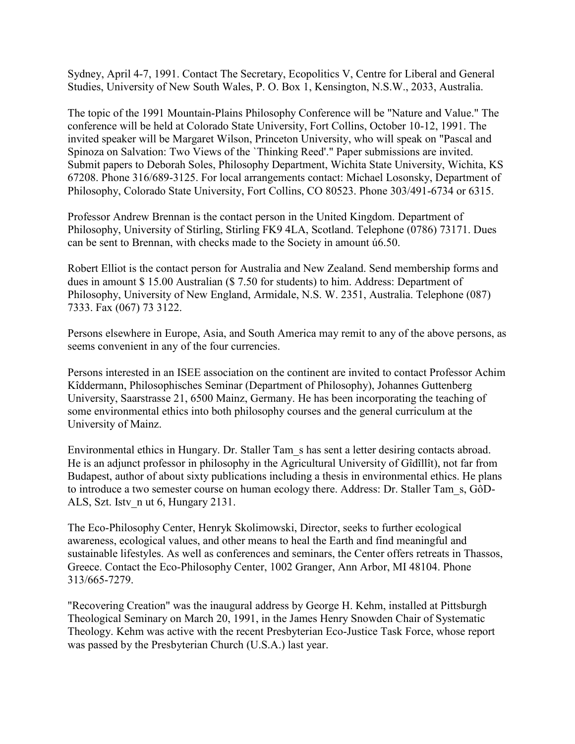Sydney, April 4-7, 1991. Contact The Secretary, Ecopolitics V, Centre for Liberal and General Studies, University of New South Wales, P. O. Box 1, Kensington, N.S.W., 2033, Australia.

The topic of the 1991 Mountain-Plains Philosophy Conference will be "Nature and Value." The conference will be held at Colorado State University, Fort Collins, October 10-12, 1991. The invited speaker will be Margaret Wilson, Princeton University, who will speak on "Pascal and Spinoza on Salvation: Two Views of the `Thinking Reed'." Paper submissions are invited. Submit papers to Deborah Soles, Philosophy Department, Wichita State University, Wichita, KS 67208. Phone 316/689-3125. For local arrangements contact: Michael Losonsky, Department of Philosophy, Colorado State University, Fort Collins, CO 80523. Phone 303/491-6734 or 6315.

Professor Andrew Brennan is the contact person in the United Kingdom. Department of Philosophy, University of Stirling, Stirling FK9 4LA, Scotland. Telephone (0786) 73171. Dues can be sent to Brennan, with checks made to the Society in amount ú6.50.

Robert Elliot is the contact person for Australia and New Zealand. Send membership forms and dues in amount $ 15.00 Australian ($ 7.50 for students) to him. Address: Department of Philosophy, University of New England, Armidale, N.S. W. 2351, Australia. Telephone (087) 7333. Fax (067) 73 3122.

Persons elsewhere in Europe, Asia, and South America may remit to any of the above persons, as seems convenient in any of the four currencies.

Persons interested in an ISEE association on the continent are invited to contact Professor Achim Kîddermann, Philosophisches Seminar (Department of Philosophy), Johannes Guttenberg University, Saarstrasse 21, 6500 Mainz, Germany. He has been incorporating the teaching of some environmental ethics into both philosophy courses and the general curriculum at the University of Mainz.

Environmental ethics in Hungary. Dr. Staller Tam_s has sent a letter desiring contacts abroad. He is an adjunct professor in philosophy in the Agricultural University of Gîdîllît), not far from Budapest, author of about sixty publications including a thesis in environmental ethics. He plans to introduce a two semester course on human ecology there. Address: Dr. Staller Tam_s, GôD-ALS, Szt. Istv_n ut 6, Hungary 2131.

The Eco-Philosophy Center, Henryk Skolimowski, Director, seeks to further ecological awareness, ecological values, and other means to heal the Earth and find meaningful and sustainable lifestyles. As well as conferences and seminars, the Center offers retreats in Thassos, Greece. Contact the Eco-Philosophy Center, 1002 Granger, Ann Arbor, MI 48104. Phone 313/665-7279.

"Recovering Creation" was the inaugural address by George H. Kehm, installed at Pittsburgh Theological Seminary on March 20, 1991, in the James Henry Snowden Chair of Systematic Theology. Kehm was active with the recent Presbyterian Eco-Justice Task Force, whose report was passed by the Presbyterian Church (U.S.A.) last year.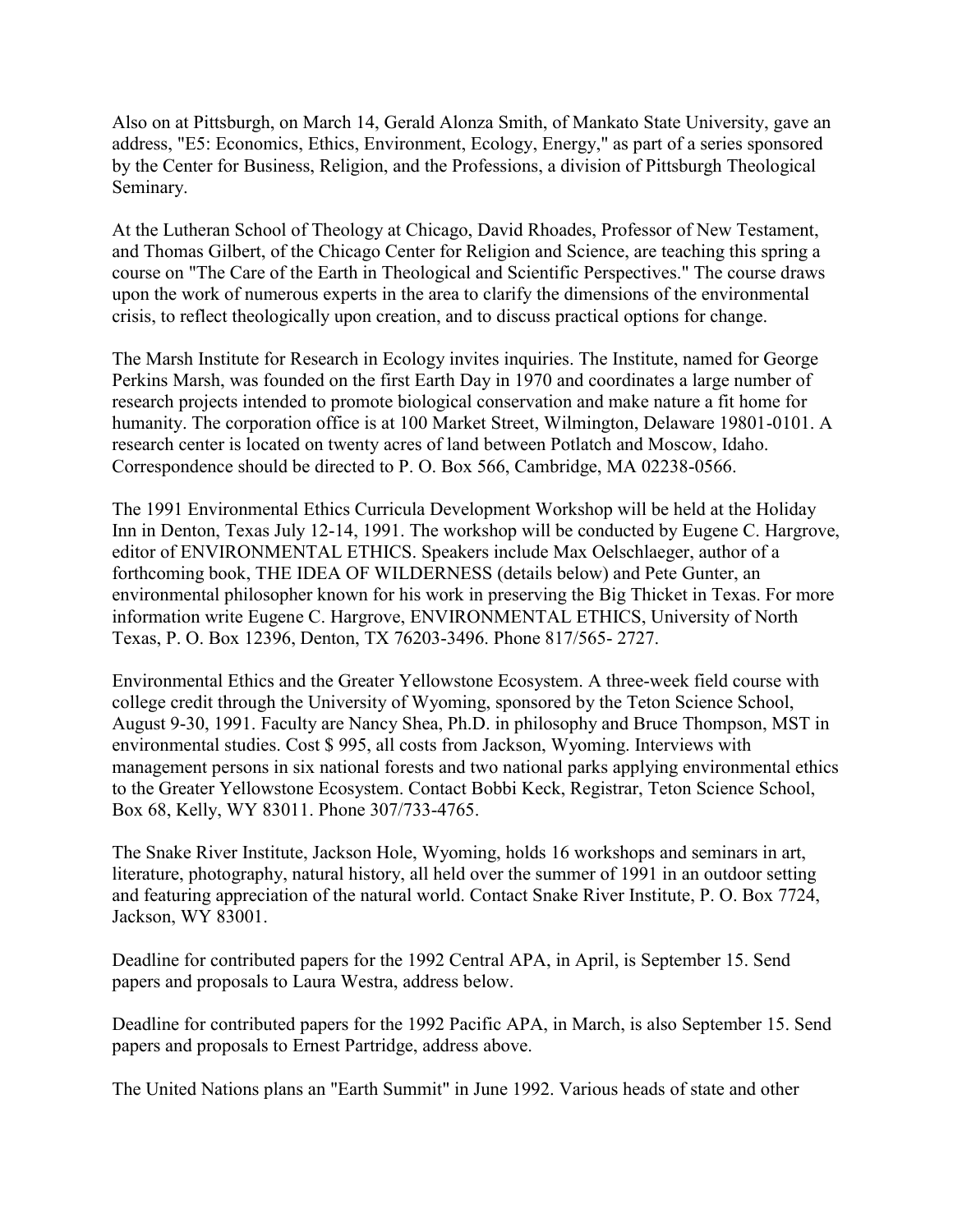Also on at Pittsburgh, on March 14, Gerald Alonza Smith, of Mankato State University, gave an address, "E5: Economics, Ethics, Environment, Ecology, Energy," as part of a series sponsored by the Center for Business, Religion, and the Professions, a division of Pittsburgh Theological Seminary.

At the Lutheran School of Theology at Chicago, David Rhoades, Professor of New Testament, and Thomas Gilbert, of the Chicago Center for Religion and Science, are teaching this spring a course on "The Care of the Earth in Theological and Scientific Perspectives." The course draws upon the work of numerous experts in the area to clarify the dimensions of the environmental crisis, to reflect theologically upon creation, and to discuss practical options for change.

The Marsh Institute for Research in Ecology invites inquiries. The Institute, named for George Perkins Marsh, was founded on the first Earth Day in 1970 and coordinates a large number of research projects intended to promote biological conservation and make nature a fit home for humanity. The corporation office is at 100 Market Street, Wilmington, Delaware 19801-0101. A research center is located on twenty acres of land between Potlatch and Moscow, Idaho. Correspondence should be directed to P. O. Box 566, Cambridge, MA 02238-0566.

The 1991 Environmental Ethics Curricula Development Workshop will be held at the Holiday Inn in Denton, Texas July 12-14, 1991. The workshop will be conducted by Eugene C. Hargrove, editor of ENVIRONMENTAL ETHICS. Speakers include Max Oelschlaeger, author of a forthcoming book, THE IDEA OF WILDERNESS (details below) and Pete Gunter, an environmental philosopher known for his work in preserving the Big Thicket in Texas. For more information write Eugene C. Hargrove, ENVIRONMENTAL ETHICS, University of North Texas, P. O. Box 12396, Denton, TX 76203-3496. Phone 817/565- 2727.

Environmental Ethics and the Greater Yellowstone Ecosystem. A three-week field course with college credit through the University of Wyoming, sponsored by the Teton Science School, August 9-30, 1991. Faculty are Nancy Shea, Ph.D. in philosophy and Bruce Thompson, MST in environmental studies. Cost $ 995, all costs from Jackson, Wyoming. Interviews with management persons in six national forests and two national parks applying environmental ethics to the Greater Yellowstone Ecosystem. Contact Bobbi Keck, Registrar, Teton Science School, Box 68, Kelly, WY 83011. Phone 307/733-4765.

The Snake River Institute, Jackson Hole, Wyoming, holds 16 workshops and seminars in art, literature, photography, natural history, all held over the summer of 1991 in an outdoor setting and featuring appreciation of the natural world. Contact Snake River Institute, P. O. Box 7724, Jackson, WY 83001.

Deadline for contributed papers for the 1992 Central APA, in April, is September 15. Send papers and proposals to Laura Westra, address below.

Deadline for contributed papers for the 1992 Pacific APA, in March, is also September 15. Send papers and proposals to Ernest Partridge, address above.

The United Nations plans an "Earth Summit" in June 1992. Various heads of state and other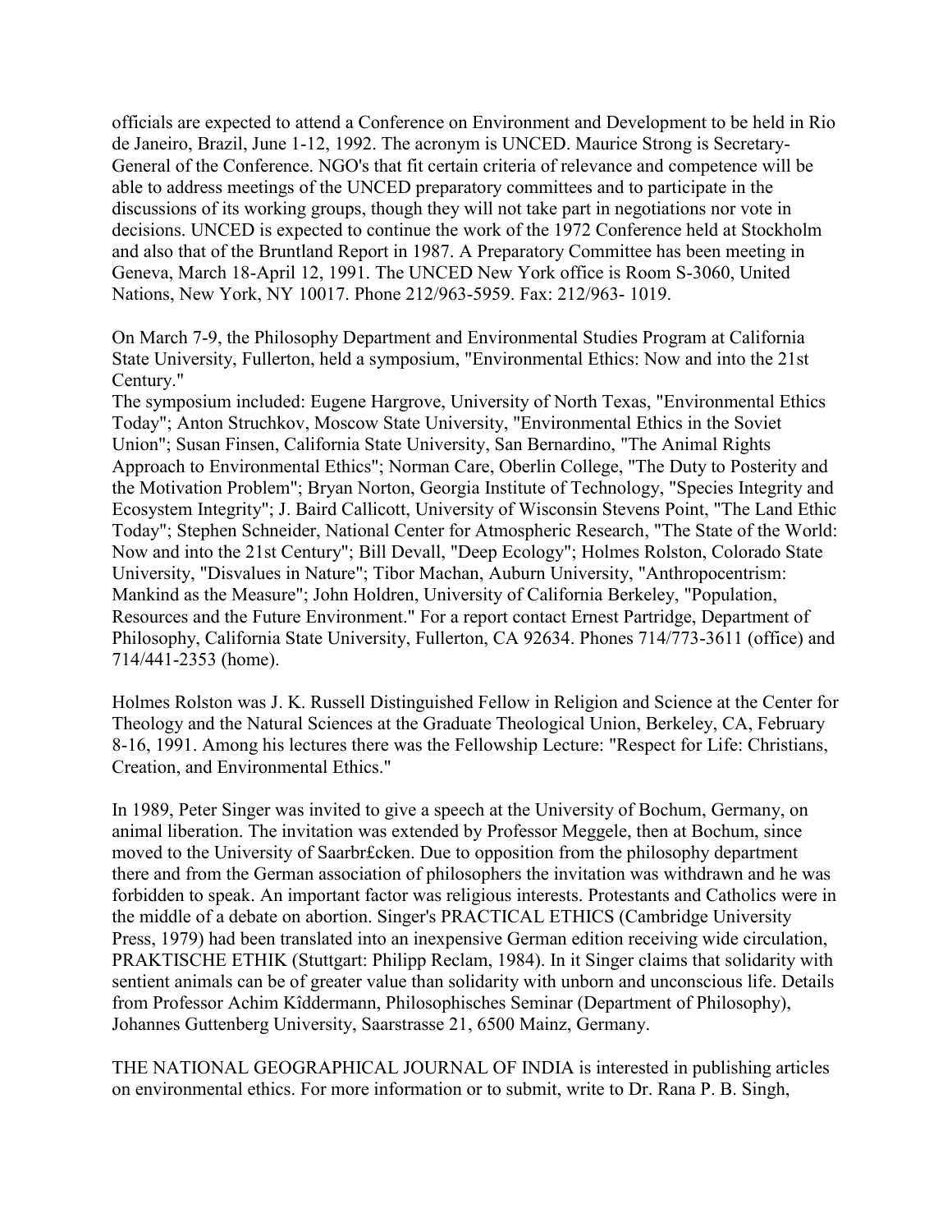officials are expected to attend a Conference on Environment and Development to be held in Rio de Janeiro, Brazil, June 1-12, 1992. The acronym is UNCED. Maurice Strong is Secretary-General of the Conference. NGO's that fit certain criteria of relevance and competence will be able to address meetings of the UNCED preparatory committees and to participate in the discussions of its working groups, though they will not take part in negotiations nor vote in decisions. UNCED is expected to continue the work of the 1972 Conference held at Stockholm and also that of the Bruntland Report in 1987. A Preparatory Committee has been meeting in Geneva, March 18-April 12, 1991. The UNCED New York office is Room S-3060, United Nations, New York, NY 10017. Phone 212/963-5959. Fax: 212/963- 1019.

On March 7-9, the Philosophy Department and Environmental Studies Program at California State University, Fullerton, held a symposium, "Environmental Ethics: Now and into the 21st Century."
The symposium included: Eugene Hargrove, University of North Texas, "Environmental Ethics Today"; Anton Struchkov, Moscow State University, "Environmental Ethics in the Soviet Union"; Susan Finsen, California State University, San Bernardino, "The Animal Rights Approach to Environmental Ethics"; Norman Care, Oberlin College, "The Duty to Posterity and the Motivation Problem"; Bryan Norton, Georgia Institute of Technology, "Species Integrity and Ecosystem Integrity"; J. Baird Callicott, University of Wisconsin Stevens Point, "The Land Ethic Today"; Stephen Schneider, National Center for Atmospheric Research, "The State of the World: Now and into the 21st Century"; Bill Devall, "Deep Ecology"; Holmes Rolston, Colorado State University, "Disvalues in Nature"; Tibor Machan, Auburn University, "Anthropocentrism: Mankind as the Measure"; John Holdren, University of California Berkeley, "Population, Resources and the Future Environment." For a report contact Ernest Partridge, Department of Philosophy, California State University, Fullerton, CA 92634. Phones 714/773-3611 (office) and 714/441-2353 (home).

Holmes Rolston was J. K. Russell Distinguished Fellow in Religion and Science at the Center for Theology and the Natural Sciences at the Graduate Theological Union, Berkeley, CA, February 8-16, 1991. Among his lectures there was the Fellowship Lecture: "Respect for Life: Christians, Creation, and Environmental Ethics."

In 1989, Peter Singer was invited to give a speech at the University of Bochum, Germany, on animal liberation. The invitation was extended by Professor Meggele, then at Bochum, since moved to the University of Saarbr£cken. Due to opposition from the philosophy department there and from the German association of philosophers the invitation was withdrawn and he was forbidden to speak. An important factor was religious interests. Protestants and Catholics were in the middle of a debate on abortion. Singer's PRACTICAL ETHICS (Cambridge University Press, 1979) had been translated into an inexpensive German edition receiving wide circulation, PRAKTISCHE ETHIK (Stuttgart: Philipp Reclam, 1984). In it Singer claims that solidarity with sentient animals can be of greater value than solidarity with unborn and unconscious life. Details from Professor Achim Kîddermann, Philosophisches Seminar (Department of Philosophy), Johannes Guttenberg University, Saarstrasse 21, 6500 Mainz, Germany.

THE NATIONAL GEOGRAPHICAL JOURNAL OF INDIA is interested in publishing articles on environmental ethics. For more information or to submit, write to Dr. Rana P. B. Singh,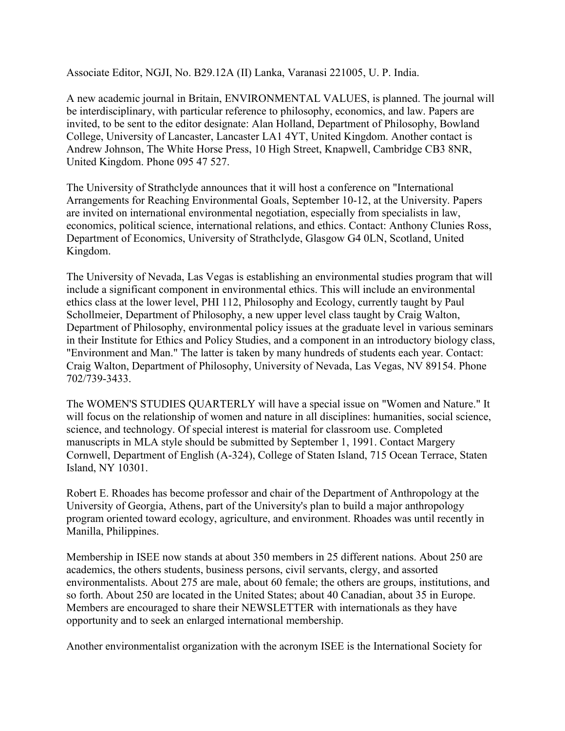Associate Editor, NGJI, No. B29.12A (II) Lanka, Varanasi 221005, U. P. India.

A new academic journal in Britain, ENVIRONMENTAL VALUES, is planned. The journal will be interdisciplinary, with particular reference to philosophy, economics, and law. Papers are invited, to be sent to the editor designate: Alan Holland, Department of Philosophy, Bowland College, University of Lancaster, Lancaster LA1 4YT, United Kingdom. Another contact is Andrew Johnson, The White Horse Press, 10 High Street, Knapwell, Cambridge CB3 8NR, United Kingdom. Phone 095 47 527.

The University of Strathclyde announces that it will host a conference on "International Arrangements for Reaching Environmental Goals, September 10-12, at the University. Papers are invited on international environmental negotiation, especially from specialists in law, economics, political science, international relations, and ethics. Contact: Anthony Clunies Ross, Department of Economics, University of Strathclyde, Glasgow G4 0LN, Scotland, United Kingdom.

The University of Nevada, Las Vegas is establishing an environmental studies program that will include a significant component in environmental ethics. This will include an environmental ethics class at the lower level, PHI 112, Philosophy and Ecology, currently taught by Paul Schollmeier, Department of Philosophy, a new upper level class taught by Craig Walton, Department of Philosophy, environmental policy issues at the graduate level in various seminars in their Institute for Ethics and Policy Studies, and a component in an introductory biology class, "Environment and Man." The latter is taken by many hundreds of students each year. Contact: Craig Walton, Department of Philosophy, University of Nevada, Las Vegas, NV 89154. Phone 702/739-3433.

The WOMEN'S STUDIES QUARTERLY will have a special issue on "Women and Nature." It will focus on the relationship of women and nature in all disciplines: humanities, social science, science, and technology. Of special interest is material for classroom use. Completed manuscripts in MLA style should be submitted by September 1, 1991. Contact Margery Cornwell, Department of English (A-324), College of Staten Island, 715 Ocean Terrace, Staten Island, NY 10301.

Robert E. Rhoades has become professor and chair of the Department of Anthropology at the University of Georgia, Athens, part of the University's plan to build a major anthropology program oriented toward ecology, agriculture, and environment. Rhoades was until recently in Manilla, Philippines.

Membership in ISEE now stands at about 350 members in 25 different nations. About 250 are academics, the others students, business persons, civil servants, clergy, and assorted environmentalists. About 275 are male, about 60 female; the others are groups, institutions, and so forth. About 250 are located in the United States; about 40 Canadian, about 35 in Europe. Members are encouraged to share their NEWSLETTER with internationals as they have opportunity and to seek an enlarged international membership.

Another environmentalist organization with the acronym ISEE is the International Society for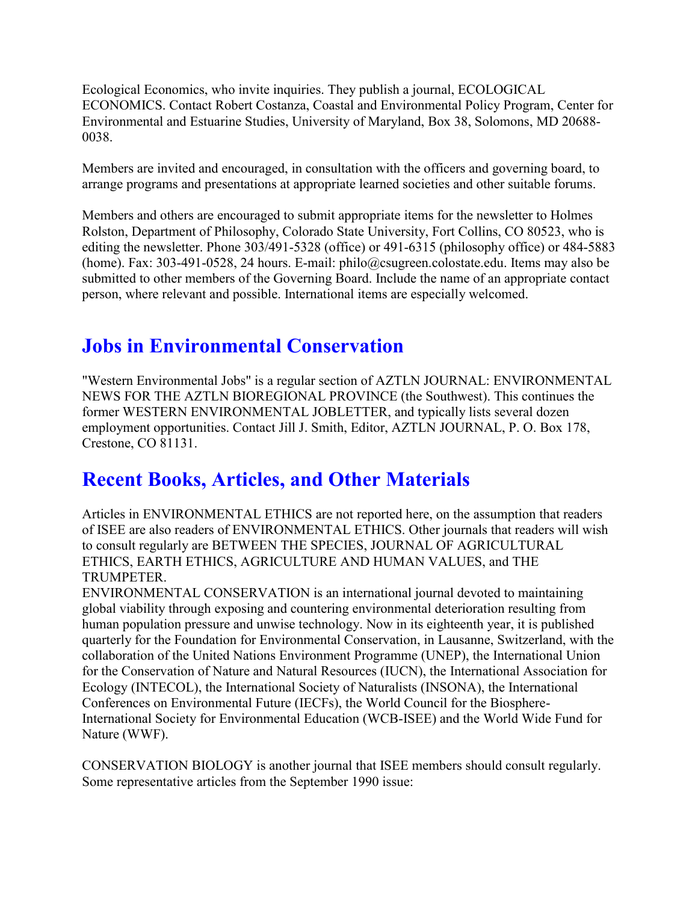Ecological Economics, who invite inquiries. They publish a journal, ECOLOGICAL ECONOMICS. Contact Robert Costanza, Coastal and Environmental Policy Program, Center for Environmental and Estuarine Studies, University of Maryland, Box 38, Solomons, MD 20688-0038.

Members are invited and encouraged, in consultation with the officers and governing board, to arrange programs and presentations at appropriate learned societies and other suitable forums.

Members and others are encouraged to submit appropriate items for the newsletter to Holmes Rolston, Department of Philosophy, Colorado State University, Fort Collins, CO 80523, who is editing the newsletter. Phone 303/491-5328 (office) or 491-6315 (philosophy office) or 484-5883 (home). Fax: 303-491-0528, 24 hours. E-mail: philo@csugreen.colostate.edu. Items may also be submitted to other members of the Governing Board. Include the name of an appropriate contact person, where relevant and possible. International items are especially welcomed.

## Jobs in Environmental Conservation

"Western Environmental Jobs" is a regular section of AZTLN JOURNAL: ENVIRONMENTAL NEWS FOR THE AZTLN BIOREGIONAL PROVINCE (the Southwest). This continues the former WESTERN ENVIRONMENTAL JOBLETTER, and typically lists several dozen employment opportunities. Contact Jill J. Smith, Editor, AZTLN JOURNAL, P. O. Box 178, Crestone, CO 81131.

## Recent Books, Articles, and Other Materials

Articles in ENVIRONMENTAL ETHICS are not reported here, on the assumption that readers of ISEE are also readers of ENVIRONMENTAL ETHICS. Other journals that readers will wish to consult regularly are BETWEEN THE SPECIES, JOURNAL OF AGRICULTURAL ETHICS, EARTH ETHICS, AGRICULTURE AND HUMAN VALUES, and THE TRUMPETER.
ENVIRONMENTAL CONSERVATION is an international journal devoted to maintaining global viability through exposing and countering environmental deterioration resulting from human population pressure and unwise technology. Now in its eighteenth year, it is published quarterly for the Foundation for Environmental Conservation, in Lausanne, Switzerland, with the collaboration of the United Nations Environment Programme (UNEP), the International Union for the Conservation of Nature and Natural Resources (IUCN), the International Association for Ecology (INTECOL), the International Society of Naturalists (INSONA), the International Conferences on Environmental Future (IECFs), the World Council for the Biosphere-International Society for Environmental Education (WCB-ISEE) and the World Wide Fund for Nature (WWF).

CONSERVATION BIOLOGY is another journal that ISEE members should consult regularly. Some representative articles from the September 1990 issue: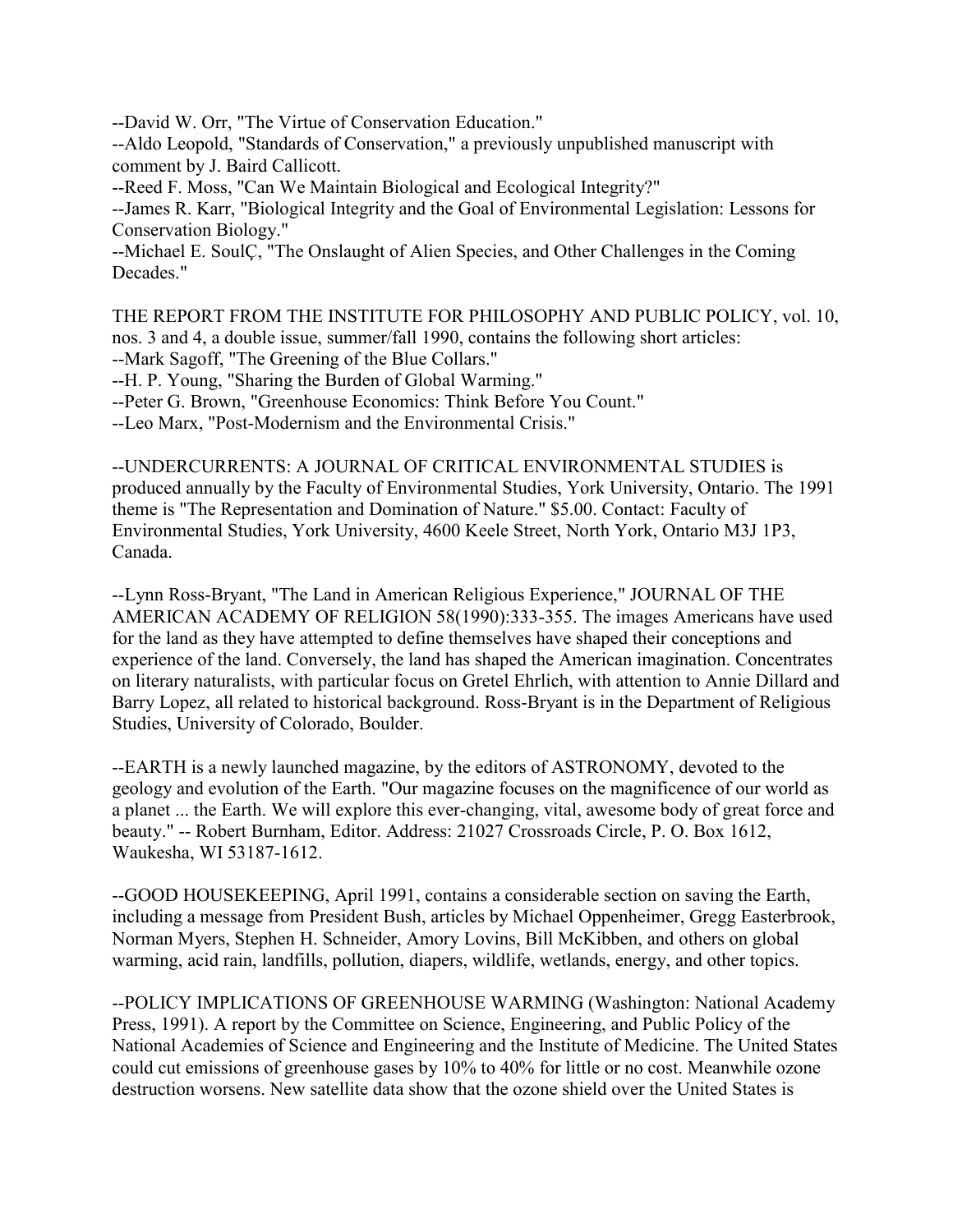--David W. Orr, "The Virtue of Conservation Education."

--Aldo Leopold, "Standards of Conservation," a previously unpublished manuscript with comment by J. Baird Callicott.

--Reed F. Moss, "Can We Maintain Biological and Ecological Integrity?"

--James R. Karr, "Biological Integrity and the Goal of Environmental Legislation: Lessons for Conservation Biology."

--Michael E. SoulÇ, "The Onslaught of Alien Species, and Other Challenges in the Coming Decades."

THE REPORT FROM THE INSTITUTE FOR PHILOSOPHY AND PUBLIC POLICY, vol. 10, nos. 3 and 4, a double issue, summer/fall 1990, contains the following short articles:

--Mark Sagoff, "The Greening of the Blue Collars."

--H. P. Young, "Sharing the Burden of Global Warming."

--Peter G. Brown, "Greenhouse Economics: Think Before You Count."

--Leo Marx, "Post-Modernism and the Environmental Crisis."

--UNDERCURRENTS: A JOURNAL OF CRITICAL ENVIRONMENTAL STUDIES is produced annually by the Faculty of Environmental Studies, York University, Ontario. The 1991 theme is "The Representation and Domination of Nature." $5.00. Contact: Faculty of Environmental Studies, York University, 4600 Keele Street, North York, Ontario M3J 1P3, Canada.

--Lynn Ross-Bryant, "The Land in American Religious Experience," JOURNAL OF THE AMERICAN ACADEMY OF RELIGION 58(1990):333-355. The images Americans have used for the land as they have attempted to define themselves have shaped their conceptions and experience of the land. Conversely, the land has shaped the American imagination. Concentrates on literary naturalists, with particular focus on Gretel Ehrlich, with attention to Annie Dillard and Barry Lopez, all related to historical background. Ross-Bryant is in the Department of Religious Studies, University of Colorado, Boulder.

--EARTH is a newly launched magazine, by the editors of ASTRONOMY, devoted to the geology and evolution of the Earth. "Our magazine focuses on the magnificence of our world as a planet ... the Earth. We will explore this ever-changing, vital, awesome body of great force and beauty." -- Robert Burnham, Editor. Address: 21027 Crossroads Circle, P. O. Box 1612, Waukesha, WI 53187-1612.

--GOOD HOUSEKEEPING, April 1991, contains a considerable section on saving the Earth, including a message from President Bush, articles by Michael Oppenheimer, Gregg Easterbrook, Norman Myers, Stephen H. Schneider, Amory Lovins, Bill McKibben, and others on global warming, acid rain, landfills, pollution, diapers, wildlife, wetlands, energy, and other topics.

--POLICY IMPLICATIONS OF GREENHOUSE WARMING (Washington: National Academy Press, 1991). A report by the Committee on Science, Engineering, and Public Policy of the National Academies of Science and Engineering and the Institute of Medicine. The United States could cut emissions of greenhouse gases by 10% to 40% for little or no cost. Meanwhile ozone destruction worsens. New satellite data show that the ozone shield over the United States is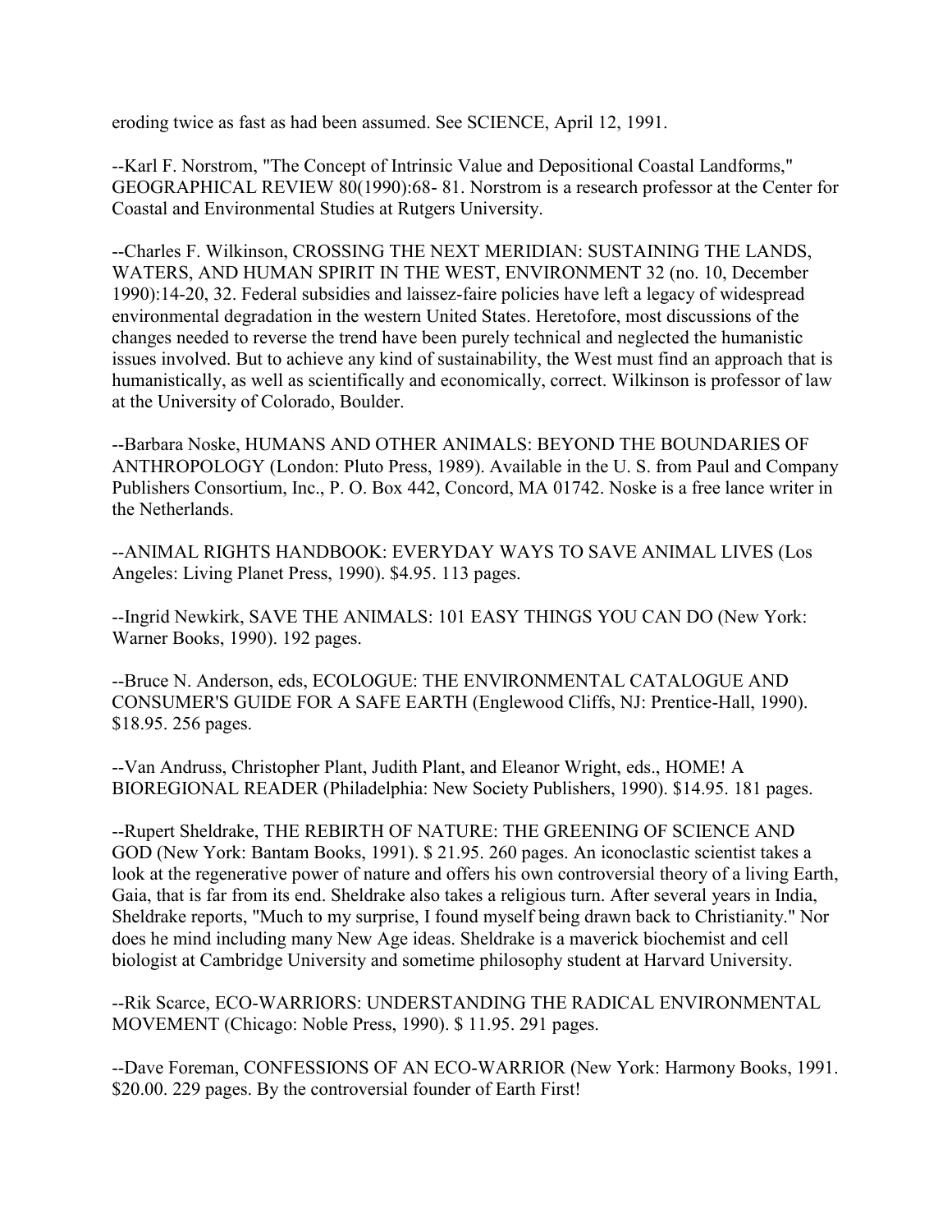eroding twice as fast as had been assumed. See SCIENCE, April 12, 1991.

--Karl F. Norstrom, "The Concept of Intrinsic Value and Depositional Coastal Landforms," GEOGRAPHICAL REVIEW 80(1990):68- 81. Norstrom is a research professor at the Center for Coastal and Environmental Studies at Rutgers University.

--Charles F. Wilkinson, CROSSING THE NEXT MERIDIAN: SUSTAINING THE LANDS, WATERS, AND HUMAN SPIRIT IN THE WEST, ENVIRONMENT 32 (no. 10, December 1990):14-20, 32. Federal subsidies and laissez-faire policies have left a legacy of widespread environmental degradation in the western United States. Heretofore, most discussions of the changes needed to reverse the trend have been purely technical and neglected the humanistic issues involved. But to achieve any kind of sustainability, the West must find an approach that is humanistically, as well as scientifically and economically, correct. Wilkinson is professor of law at the University of Colorado, Boulder.

--Barbara Noske, HUMANS AND OTHER ANIMALS: BEYOND THE BOUNDARIES OF ANTHROPOLOGY (London: Pluto Press, 1989). Available in the U. S. from Paul and Company Publishers Consortium, Inc., P. O. Box 442, Concord, MA 01742. Noske is a free lance writer in the Netherlands.

--ANIMAL RIGHTS HANDBOOK: EVERYDAY WAYS TO SAVE ANIMAL LIVES (Los Angeles: Living Planet Press, 1990). $4.95. 113 pages.

--Ingrid Newkirk, SAVE THE ANIMALS: 101 EASY THINGS YOU CAN DO (New York: Warner Books, 1990). 192 pages.

--Bruce N. Anderson, eds, ECOLOGUE: THE ENVIRONMENTAL CATALOGUE AND CONSUMER'S GUIDE FOR A SAFE EARTH (Englewood Cliffs, NJ: Prentice-Hall, 1990). $18.95. 256 pages.

--Van Andruss, Christopher Plant, Judith Plant, and Eleanor Wright, eds., HOME! A BIOREGIONAL READER (Philadelphia: New Society Publishers, 1990). $14.95. 181 pages.

--Rupert Sheldrake, THE REBIRTH OF NATURE: THE GREENING OF SCIENCE AND GOD (New York: Bantam Books, 1991). $ 21.95. 260 pages. An iconoclastic scientist takes a look at the regenerative power of nature and offers his own controversial theory of a living Earth, Gaia, that is far from its end. Sheldrake also takes a religious turn. After several years in India, Sheldrake reports, "Much to my surprise, I found myself being drawn back to Christianity." Nor does he mind including many New Age ideas. Sheldrake is a maverick biochemist and cell biologist at Cambridge University and sometime philosophy student at Harvard University.

--Rik Scarce, ECO-WARRIORS: UNDERSTANDING THE RADICAL ENVIRONMENTAL MOVEMENT (Chicago: Noble Press, 1990). $ 11.95. 291 pages.

--Dave Foreman, CONFESSIONS OF AN ECO-WARRIOR (New York: Harmony Books, 1991. $20.00. 229 pages. By the controversial founder of Earth First!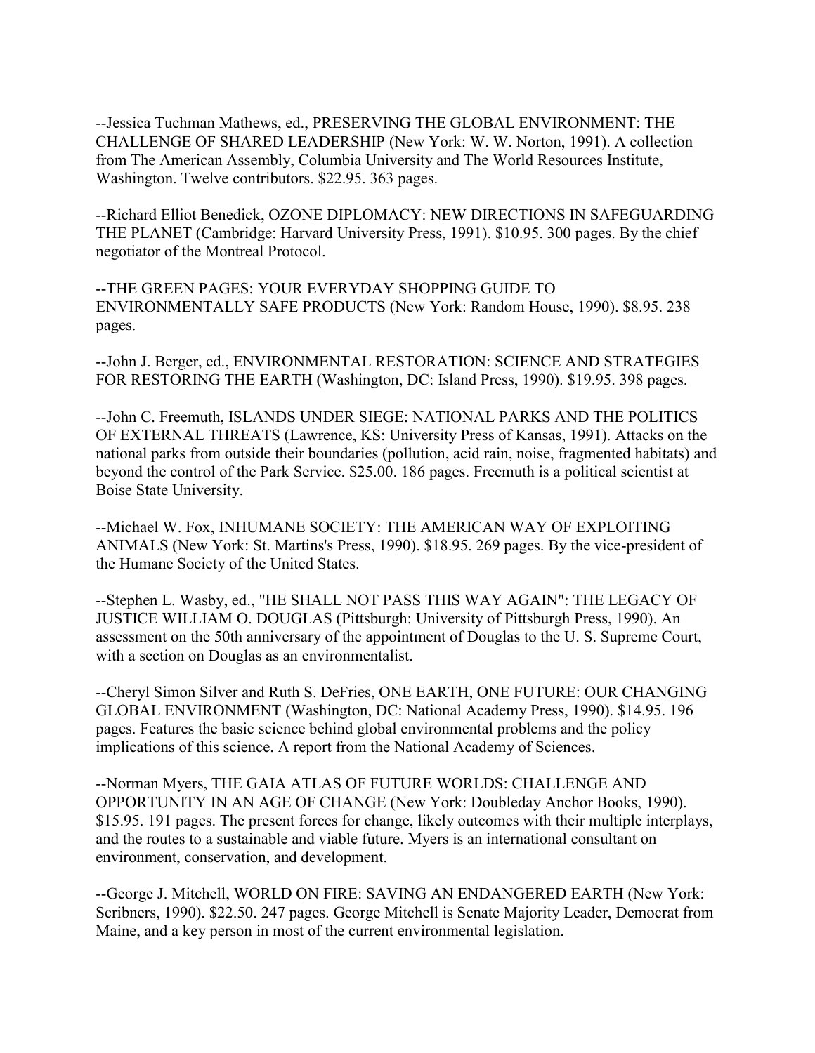--Jessica Tuchman Mathews, ed., PRESERVING THE GLOBAL ENVIRONMENT: THE CHALLENGE OF SHARED LEADERSHIP (New York: W. W. Norton, 1991). A collection from The American Assembly, Columbia University and The World Resources Institute, Washington. Twelve contributors. $22.95. 363 pages.

--Richard Elliot Benedick, OZONE DIPLOMACY: NEW DIRECTIONS IN SAFEGUARDING THE PLANET (Cambridge: Harvard University Press, 1991). $10.95. 300 pages. By the chief negotiator of the Montreal Protocol.

--THE GREEN PAGES: YOUR EVERYDAY SHOPPING GUIDE TO ENVIRONMENTALLY SAFE PRODUCTS (New York: Random House, 1990). $8.95. 238 pages.

--John J. Berger, ed., ENVIRONMENTAL RESTORATION: SCIENCE AND STRATEGIES FOR RESTORING THE EARTH (Washington, DC: Island Press, 1990). $19.95. 398 pages.

--John C. Freemuth, ISLANDS UNDER SIEGE: NATIONAL PARKS AND THE POLITICS OF EXTERNAL THREATS (Lawrence, KS: University Press of Kansas, 1991). Attacks on the national parks from outside their boundaries (pollution, acid rain, noise, fragmented habitats) and beyond the control of the Park Service. $25.00. 186 pages. Freemuth is a political scientist at Boise State University.

--Michael W. Fox, INHUMANE SOCIETY: THE AMERICAN WAY OF EXPLOITING ANIMALS (New York: St. Martins's Press, 1990). $18.95. 269 pages. By the vice-president of the Humane Society of the United States.

--Stephen L. Wasby, ed., "HE SHALL NOT PASS THIS WAY AGAIN": THE LEGACY OF JUSTICE WILLIAM O. DOUGLAS (Pittsburgh: University of Pittsburgh Press, 1990). An assessment on the 50th anniversary of the appointment of Douglas to the U. S. Supreme Court, with a section on Douglas as an environmentalist.

--Cheryl Simon Silver and Ruth S. DeFries, ONE EARTH, ONE FUTURE: OUR CHANGING GLOBAL ENVIRONMENT (Washington, DC: National Academy Press, 1990). $14.95. 196 pages. Features the basic science behind global environmental problems and the policy implications of this science. A report from the National Academy of Sciences.

--Norman Myers, THE GAIA ATLAS OF FUTURE WORLDS: CHALLENGE AND OPPORTUNITY IN AN AGE OF CHANGE (New York: Doubleday Anchor Books, 1990). $15.95. 191 pages. The present forces for change, likely outcomes with their multiple interplays, and the routes to a sustainable and viable future. Myers is an international consultant on environment, conservation, and development.

--George J. Mitchell, WORLD ON FIRE: SAVING AN ENDANGERED EARTH (New York: Scribners, 1990). $22.50. 247 pages. George Mitchell is Senate Majority Leader, Democrat from Maine, and a key person in most of the current environmental legislation.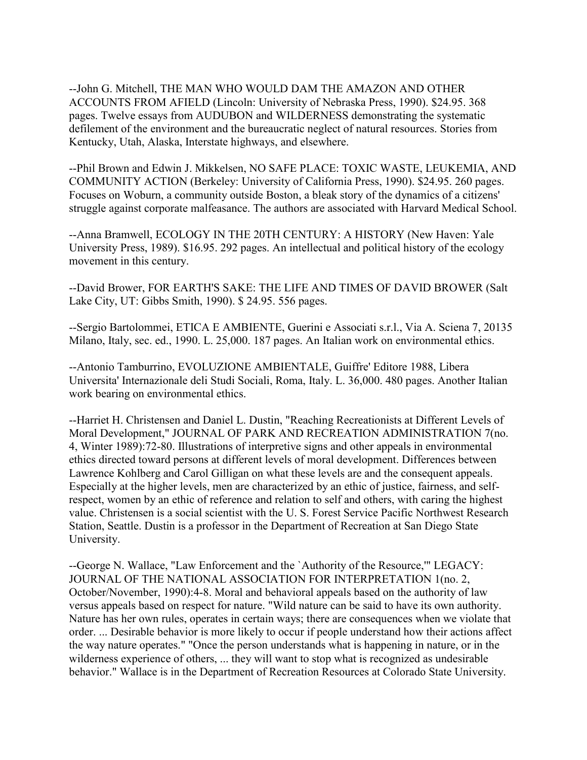--John G. Mitchell, THE MAN WHO WOULD DAM THE AMAZON AND OTHER ACCOUNTS FROM AFIELD (Lincoln: University of Nebraska Press, 1990). $24.95. 368 pages. Twelve essays from AUDUBON and WILDERNESS demonstrating the systematic defilement of the environment and the bureaucratic neglect of natural resources. Stories from Kentucky, Utah, Alaska, Interstate highways, and elsewhere.

--Phil Brown and Edwin J. Mikkelsen, NO SAFE PLACE: TOXIC WASTE, LEUKEMIA, AND COMMUNITY ACTION (Berkeley: University of California Press, 1990). $24.95. 260 pages. Focuses on Woburn, a community outside Boston, a bleak story of the dynamics of a citizens' struggle against corporate malfeasance. The authors are associated with Harvard Medical School.

--Anna Bramwell, ECOLOGY IN THE 20TH CENTURY: A HISTORY (New Haven: Yale University Press, 1989). $16.95. 292 pages. An intellectual and political history of the ecology movement in this century.

--David Brower, FOR EARTH'S SAKE: THE LIFE AND TIMES OF DAVID BROWER (Salt Lake City, UT: Gibbs Smith, 1990). $ 24.95. 556 pages.

--Sergio Bartolommei, ETICA E AMBIENTE, Guerini e Associati s.r.l., Via A. Sciena 7, 20135 Milano, Italy, sec. ed., 1990. L. 25,000. 187 pages. An Italian work on environmental ethics.

--Antonio Tamburrino, EVOLUZIONE AMBIENTALE, Guiffre' Editore 1988, Libera Universita' Internazionale deli Studi Sociali, Roma, Italy. L. 36,000. 480 pages. Another Italian work bearing on environmental ethics.

--Harriet H. Christensen and Daniel L. Dustin, "Reaching Recreationists at Different Levels of Moral Development," JOURNAL OF PARK AND RECREATION ADMINISTRATION 7(no. 4, Winter 1989):72-80. Illustrations of interpretive signs and other appeals in environmental ethics directed toward persons at different levels of moral development. Differences between Lawrence Kohlberg and Carol Gilligan on what these levels are and the consequent appeals. Especially at the higher levels, men are characterized by an ethic of justice, fairness, and self-respect, women by an ethic of reference and relation to self and others, with caring the highest value. Christensen is a social scientist with the U. S. Forest Service Pacific Northwest Research Station, Seattle. Dustin is a professor in the Department of Recreation at San Diego State University.

--George N. Wallace, "Law Enforcement and the `Authority of the Resource,'" LEGACY: JOURNAL OF THE NATIONAL ASSOCIATION FOR INTERPRETATION 1(no. 2, October/November, 1990):4-8. Moral and behavioral appeals based on the authority of law versus appeals based on respect for nature. "Wild nature can be said to have its own authority. Nature has her own rules, operates in certain ways; there are consequences when we violate that order. ... Desirable behavior is more likely to occur if people understand how their actions affect the way nature operates." "Once the person understands what is happening in nature, or in the wilderness experience of others, ... they will want to stop what is recognized as undesirable behavior." Wallace is in the Department of Recreation Resources at Colorado State University.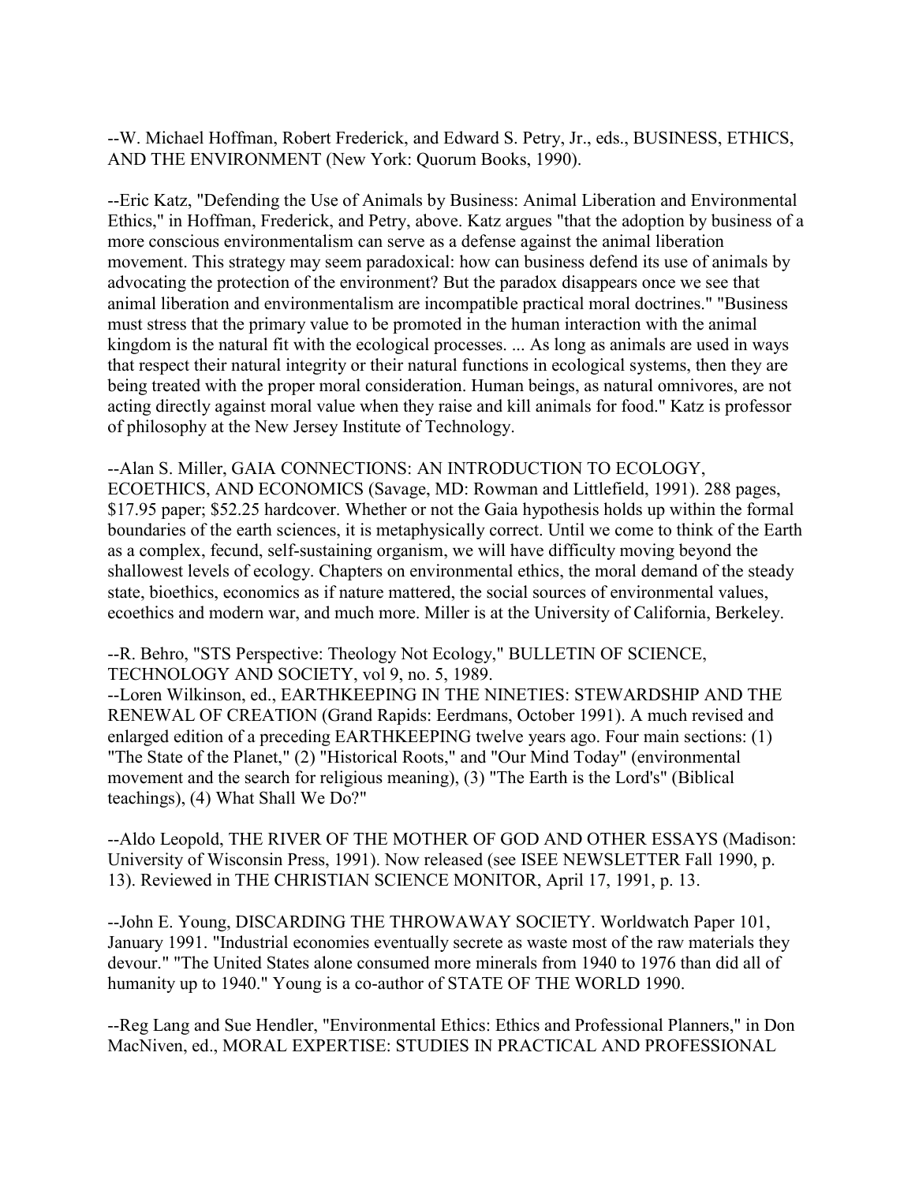--W. Michael Hoffman, Robert Frederick, and Edward S. Petry, Jr., eds., BUSINESS, ETHICS, AND THE ENVIRONMENT (New York: Quorum Books, 1990).

--Eric Katz, "Defending the Use of Animals by Business: Animal Liberation and Environmental Ethics," in Hoffman, Frederick, and Petry, above. Katz argues "that the adoption by business of a more conscious environmentalism can serve as a defense against the animal liberation movement. This strategy may seem paradoxical: how can business defend its use of animals by advocating the protection of the environment? But the paradox disappears once we see that animal liberation and environmentalism are incompatible practical moral doctrines." "Business must stress that the primary value to be promoted in the human interaction with the animal kingdom is the natural fit with the ecological processes. ... As long as animals are used in ways that respect their natural integrity or their natural functions in ecological systems, then they are being treated with the proper moral consideration. Human beings, as natural omnivores, are not acting directly against moral value when they raise and kill animals for food." Katz is professor of philosophy at the New Jersey Institute of Technology.

--Alan S. Miller, GAIA CONNECTIONS: AN INTRODUCTION TO ECOLOGY, ECOETHICS, AND ECONOMICS (Savage, MD: Rowman and Littlefield, 1991). 288 pages, $17.95 paper; $52.25 hardcover. Whether or not the Gaia hypothesis holds up within the formal boundaries of the earth sciences, it is metaphysically correct. Until we come to think of the Earth as a complex, fecund, self-sustaining organism, we will have difficulty moving beyond the shallowest levels of ecology. Chapters on environmental ethics, the moral demand of the steady state, bioethics, economics as if nature mattered, the social sources of environmental values, ecoethics and modern war, and much more. Miller is at the University of California, Berkeley.

--R. Behro, "STS Perspective: Theology Not Ecology," BULLETIN OF SCIENCE, TECHNOLOGY AND SOCIETY, vol 9, no. 5, 1989.

--Loren Wilkinson, ed., EARTHKEEPING IN THE NINETIES: STEWARDSHIP AND THE RENEWAL OF CREATION (Grand Rapids: Eerdmans, October 1991). A much revised and enlarged edition of a preceding EARTHKEEPING twelve years ago. Four main sections: (1) "The State of the Planet," (2) "Historical Roots," and "Our Mind Today" (environmental movement and the search for religious meaning), (3) "The Earth is the Lord's" (Biblical teachings), (4) What Shall We Do?"

--Aldo Leopold, THE RIVER OF THE MOTHER OF GOD AND OTHER ESSAYS (Madison: University of Wisconsin Press, 1991). Now released (see ISEE NEWSLETTER Fall 1990, p. 13). Reviewed in THE CHRISTIAN SCIENCE MONITOR, April 17, 1991, p. 13.

--John E. Young, DISCARDING THE THROWAWAY SOCIETY. Worldwatch Paper 101, January 1991. "Industrial economies eventually secrete as waste most of the raw materials they devour." "The United States alone consumed more minerals from 1940 to 1976 than did all of humanity up to 1940." Young is a co-author of STATE OF THE WORLD 1990.

--Reg Lang and Sue Hendler, "Environmental Ethics: Ethics and Professional Planners," in Don MacNiven, ed., MORAL EXPERTISE: STUDIES IN PRACTICAL AND PROFESSIONAL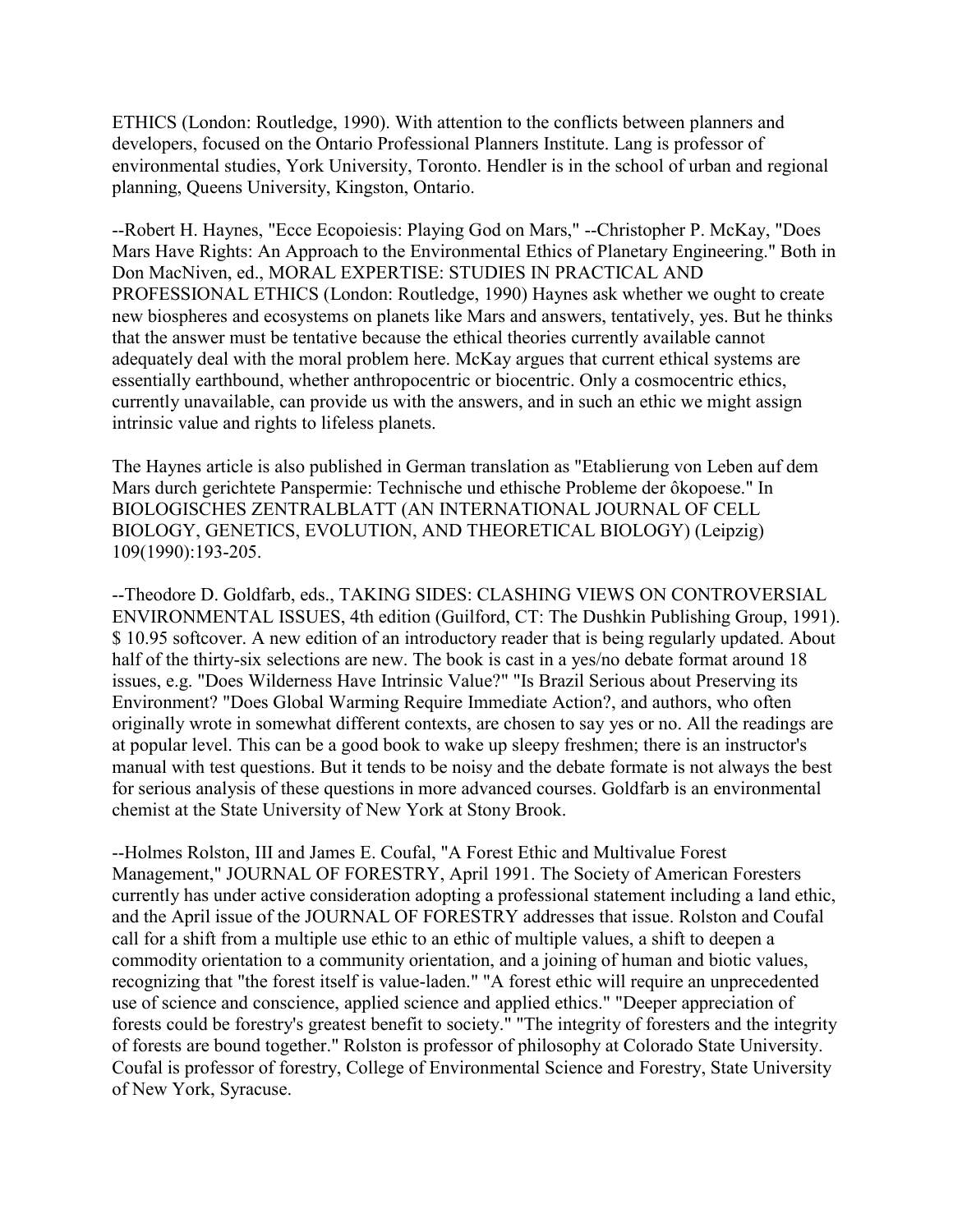ETHICS (London: Routledge, 1990). With attention to the conflicts between planners and developers, focused on the Ontario Professional Planners Institute. Lang is professor of environmental studies, York University, Toronto. Hendler is in the school of urban and regional planning, Queens University, Kingston, Ontario.

--Robert H. Haynes, "Ecce Ecopoiesis: Playing God on Mars," --Christopher P. McKay, "Does Mars Have Rights: An Approach to the Environmental Ethics of Planetary Engineering." Both in Don MacNiven, ed., MORAL EXPERTISE: STUDIES IN PRACTICAL AND PROFESSIONAL ETHICS (London: Routledge, 1990) Haynes ask whether we ought to create new biospheres and ecosystems on planets like Mars and answers, tentatively, yes. But he thinks that the answer must be tentative because the ethical theories currently available cannot adequately deal with the moral problem here. McKay argues that current ethical systems are essentially earthbound, whether anthropocentric or biocentric. Only a cosmocentric ethics, currently unavailable, can provide us with the answers, and in such an ethic we might assign intrinsic value and rights to lifeless planets.

The Haynes article is also published in German translation as "Etablierung von Leben auf dem Mars durch gerichtete Panspermie: Technische und ethische Probleme der ôkopoese." In BIOLOGISCHES ZENTRALBLATT (AN INTERNATIONAL JOURNAL OF CELL BIOLOGY, GENETICS, EVOLUTION, AND THEORETICAL BIOLOGY) (Leipzig) 109(1990):193-205.

--Theodore D. Goldfarb, eds., TAKING SIDES: CLASHING VIEWS ON CONTROVERSIAL ENVIRONMENTAL ISSUES, 4th edition (Guilford, CT: The Dushkin Publishing Group, 1991). $ 10.95 softcover. A new edition of an introductory reader that is being regularly updated. About half of the thirty-six selections are new. The book is cast in a yes/no debate format around 18 issues, e.g. "Does Wilderness Have Intrinsic Value?" "Is Brazil Serious about Preserving its Environment? "Does Global Warming Require Immediate Action?, and authors, who often originally wrote in somewhat different contexts, are chosen to say yes or no. All the readings are at popular level. This can be a good book to wake up sleepy freshmen; there is an instructor's manual with test questions. But it tends to be noisy and the debate formate is not always the best for serious analysis of these questions in more advanced courses. Goldfarb is an environmental chemist at the State University of New York at Stony Brook.

--Holmes Rolston, III and James E. Coufal, "A Forest Ethic and Multivalue Forest Management," JOURNAL OF FORESTRY, April 1991. The Society of American Foresters currently has under active consideration adopting a professional statement including a land ethic, and the April issue of the JOURNAL OF FORESTRY addresses that issue. Rolston and Coufal call for a shift from a multiple use ethic to an ethic of multiple values, a shift to deepen a commodity orientation to a community orientation, and a joining of human and biotic values, recognizing that "the forest itself is value-laden." "A forest ethic will require an unprecedented use of science and conscience, applied science and applied ethics." "Deeper appreciation of forests could be forestry's greatest benefit to society." "The integrity of foresters and the integrity of forests are bound together." Rolston is professor of philosophy at Colorado State University. Coufal is professor of forestry, College of Environmental Science and Forestry, State University of New York, Syracuse.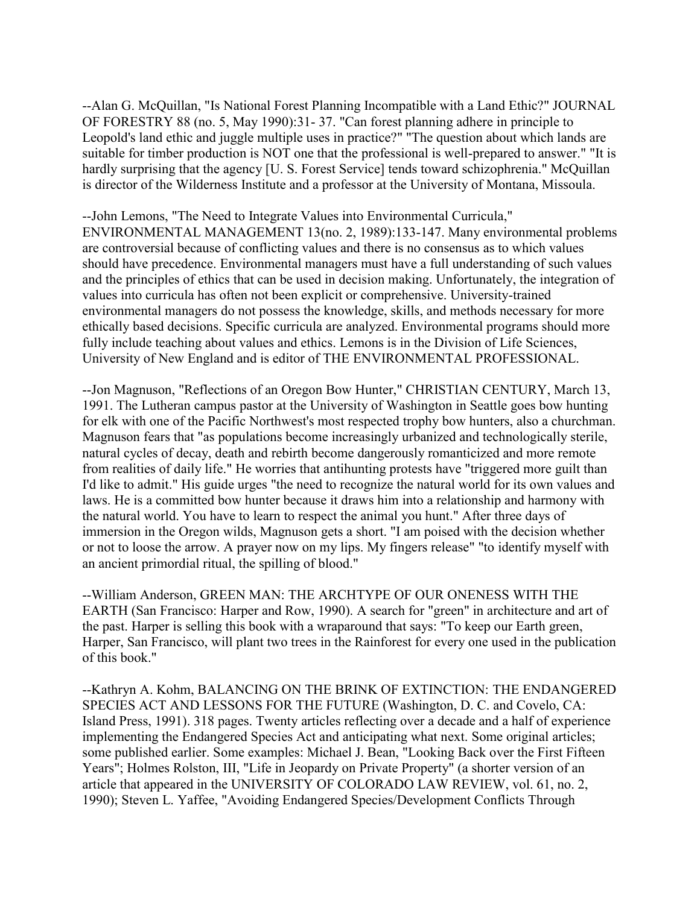--Alan G. McQuillan, "Is National Forest Planning Incompatible with a Land Ethic?" JOURNAL OF FORESTRY 88 (no. 5, May 1990):31- 37. "Can forest planning adhere in principle to Leopold's land ethic and juggle multiple uses in practice?" "The question about which lands are suitable for timber production is NOT one that the professional is well-prepared to answer." "It is hardly surprising that the agency [U. S. Forest Service] tends toward schizophrenia." McQuillan is director of the Wilderness Institute and a professor at the University of Montana, Missoula.

--John Lemons, "The Need to Integrate Values into Environmental Curricula," ENVIRONMENTAL MANAGEMENT 13(no. 2, 1989):133-147. Many environmental problems are controversial because of conflicting values and there is no consensus as to which values should have precedence. Environmental managers must have a full understanding of such values and the principles of ethics that can be used in decision making. Unfortunately, the integration of values into curricula has often not been explicit or comprehensive. University-trained environmental managers do not possess the knowledge, skills, and methods necessary for more ethically based decisions. Specific curricula are analyzed. Environmental programs should more fully include teaching about values and ethics. Lemons is in the Division of Life Sciences, University of New England and is editor of THE ENVIRONMENTAL PROFESSIONAL.

--Jon Magnuson, "Reflections of an Oregon Bow Hunter," CHRISTIAN CENTURY, March 13, 1991. The Lutheran campus pastor at the University of Washington in Seattle goes bow hunting for elk with one of the Pacific Northwest's most respected trophy bow hunters, also a churchman. Magnuson fears that "as populations become increasingly urbanized and technologically sterile, natural cycles of decay, death and rebirth become dangerously romanticized and more remote from realities of daily life." He worries that antihunting protests have "triggered more guilt than I'd like to admit." His guide urges "the need to recognize the natural world for its own values and laws. He is a committed bow hunter because it draws him into a relationship and harmony with the natural world. You have to learn to respect the animal you hunt." After three days of immersion in the Oregon wilds, Magnuson gets a short. "I am poised with the decision whether or not to loose the arrow. A prayer now on my lips. My fingers release" "to identify myself with an ancient primordial ritual, the spilling of blood."

--William Anderson, GREEN MAN: THE ARCHTYPE OF OUR ONENESS WITH THE EARTH (San Francisco: Harper and Row, 1990). A search for "green" in architecture and art of the past. Harper is selling this book with a wraparound that says: "To keep our Earth green, Harper, San Francisco, will plant two trees in the Rainforest for every one used in the publication of this book."

--Kathryn A. Kohm, BALANCING ON THE BRINK OF EXTINCTION: THE ENDANGERED SPECIES ACT AND LESSONS FOR THE FUTURE (Washington, D. C. and Covelo, CA: Island Press, 1991). 318 pages. Twenty articles reflecting over a decade and a half of experience implementing the Endangered Species Act and anticipating what next. Some original articles; some published earlier. Some examples: Michael J. Bean, "Looking Back over the First Fifteen Years"; Holmes Rolston, III, "Life in Jeopardy on Private Property" (a shorter version of an article that appeared in the UNIVERSITY OF COLORADO LAW REVIEW, vol. 61, no. 2, 1990); Steven L. Yaffee, "Avoiding Endangered Species/Development Conflicts Through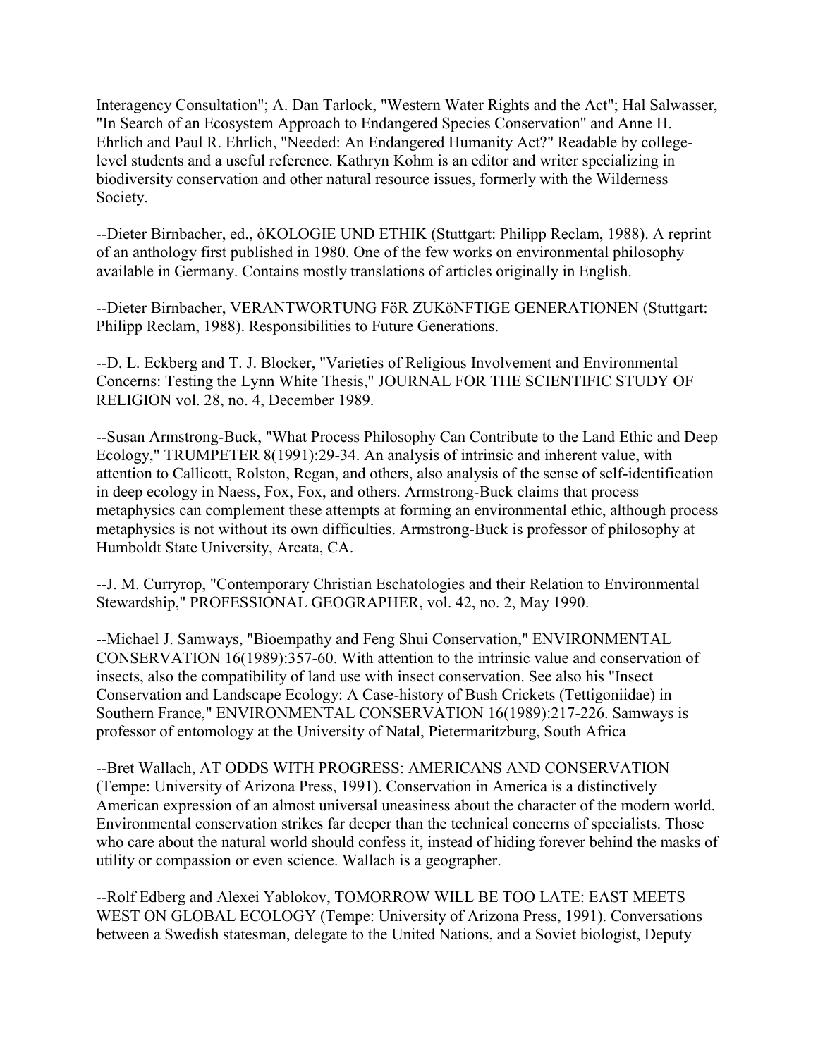Interagency Consultation"; A. Dan Tarlock, "Western Water Rights and the Act"; Hal Salwasser, "In Search of an Ecosystem Approach to Endangered Species Conservation" and Anne H. Ehrlich and Paul R. Ehrlich, "Needed: An Endangered Humanity Act?" Readable by college-level students and a useful reference. Kathryn Kohm is an editor and writer specializing in biodiversity conservation and other natural resource issues, formerly with the Wilderness Society.

--Dieter Birnbacher, ed., ôKOLOGIE UND ETHIK (Stuttgart: Philipp Reclam, 1988). A reprint of an anthology first published in 1980. One of the few works on environmental philosophy available in Germany. Contains mostly translations of articles originally in English.

--Dieter Birnbacher, VERANTWORTUNG FöR ZUKöNFTIGE GENERATIONEN (Stuttgart: Philipp Reclam, 1988). Responsibilities to Future Generations.

--D. L. Eckberg and T. J. Blocker, "Varieties of Religious Involvement and Environmental Concerns: Testing the Lynn White Thesis," JOURNAL FOR THE SCIENTIFIC STUDY OF RELIGION vol. 28, no. 4, December 1989.

--Susan Armstrong-Buck, "What Process Philosophy Can Contribute to the Land Ethic and Deep Ecology," TRUMPETER 8(1991):29-34. An analysis of intrinsic and inherent value, with attention to Callicott, Rolston, Regan, and others, also analysis of the sense of self-identification in deep ecology in Naess, Fox, Fox, and others. Armstrong-Buck claims that process metaphysics can complement these attempts at forming an environmental ethic, although process metaphysics is not without its own difficulties. Armstrong-Buck is professor of philosophy at Humboldt State University, Arcata, CA.

--J. M. Curryrop, "Contemporary Christian Eschatologies and their Relation to Environmental Stewardship," PROFESSIONAL GEOGRAPHER, vol. 42, no. 2, May 1990.

--Michael J. Samways, "Bioempathy and Feng Shui Conservation," ENVIRONMENTAL CONSERVATION 16(1989):357-60. With attention to the intrinsic value and conservation of insects, also the compatibility of land use with insect conservation. See also his "Insect Conservation and Landscape Ecology: A Case-history of Bush Crickets (Tettigoniidae) in Southern France," ENVIRONMENTAL CONSERVATION 16(1989):217-226. Samways is professor of entomology at the University of Natal, Pietermaritzburg, South Africa

--Bret Wallach, AT ODDS WITH PROGRESS: AMERICANS AND CONSERVATION (Tempe: University of Arizona Press, 1991). Conservation in America is a distinctively American expression of an almost universal uneasiness about the character of the modern world. Environmental conservation strikes far deeper than the technical concerns of specialists. Those who care about the natural world should confess it, instead of hiding forever behind the masks of utility or compassion or even science. Wallach is a geographer.

--Rolf Edberg and Alexei Yablokov, TOMORROW WILL BE TOO LATE: EAST MEETS WEST ON GLOBAL ECOLOGY (Tempe: University of Arizona Press, 1991). Conversations between a Swedish statesman, delegate to the United Nations, and a Soviet biologist, Deputy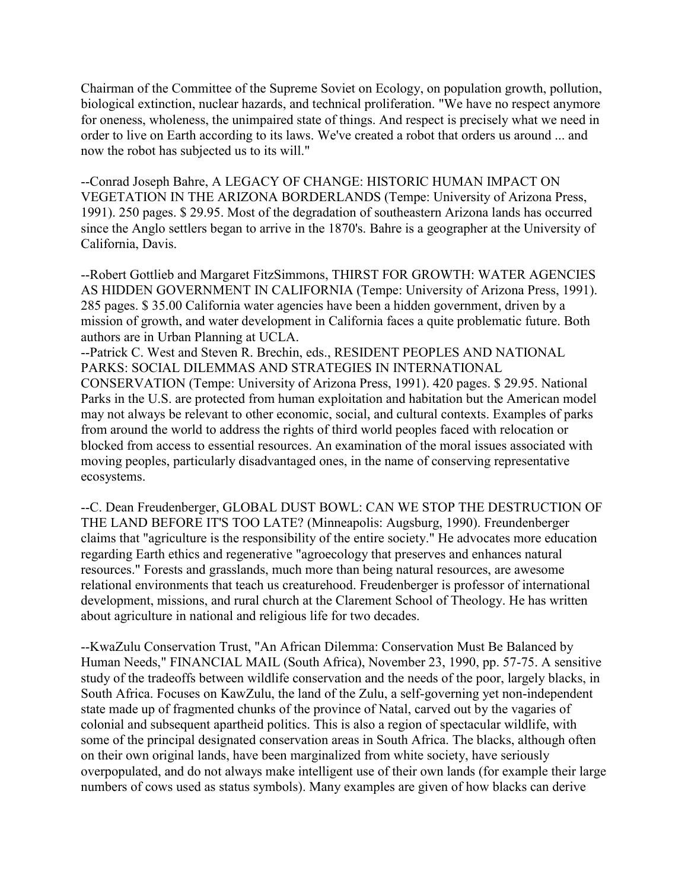Chairman of the Committee of the Supreme Soviet on Ecology, on population growth, pollution, biological extinction, nuclear hazards, and technical proliferation. "We have no respect anymore for oneness, wholeness, the unimpaired state of things. And respect is precisely what we need in order to live on Earth according to its laws. We've created a robot that orders us around ... and now the robot has subjected us to its will."

--Conrad Joseph Bahre, A LEGACY OF CHANGE: HISTORIC HUMAN IMPACT ON VEGETATION IN THE ARIZONA BORDERLANDS (Tempe: University of Arizona Press, 1991). 250 pages. $ 29.95. Most of the degradation of southeastern Arizona lands has occurred since the Anglo settlers began to arrive in the 1870's. Bahre is a geographer at the University of California, Davis.

--Robert Gottlieb and Margaret FitzSimmons, THIRST FOR GROWTH: WATER AGENCIES AS HIDDEN GOVERNMENT IN CALIFORNIA (Tempe: University of Arizona Press, 1991). 285 pages. $ 35.00 California water agencies have been a hidden government, driven by a mission of growth, and water development in California faces a quite problematic future. Both authors are in Urban Planning at UCLA.

--Patrick C. West and Steven R. Brechin, eds., RESIDENT PEOPLES AND NATIONAL PARKS: SOCIAL DILEMMAS AND STRATEGIES IN INTERNATIONAL CONSERVATION (Tempe: University of Arizona Press, 1991). 420 pages. $ 29.95. National Parks in the U.S. are protected from human exploitation and habitation but the American model may not always be relevant to other economic, social, and cultural contexts. Examples of parks from around the world to address the rights of third world peoples faced with relocation or blocked from access to essential resources. An examination of the moral issues associated with moving peoples, particularly disadvantaged ones, in the name of conserving representative ecosystems.

--C. Dean Freudenberger, GLOBAL DUST BOWL: CAN WE STOP THE DESTRUCTION OF THE LAND BEFORE IT'S TOO LATE? (Minneapolis: Augsburg, 1990). Freundenberger claims that "agriculture is the responsibility of the entire society." He advocates more education regarding Earth ethics and regenerative "agroecology that preserves and enhances natural resources." Forests and grasslands, much more than being natural resources, are awesome relational environments that teach us creaturehood. Freudenberger is professor of international development, missions, and rural church at the Clarement School of Theology. He has written about agriculture in national and religious life for two decades.

--KwaZulu Conservation Trust, "An African Dilemma: Conservation Must Be Balanced by Human Needs," FINANCIAL MAIL (South Africa), November 23, 1990, pp. 57-75. A sensitive study of the tradeoffs between wildlife conservation and the needs of the poor, largely blacks, in South Africa. Focuses on KawZulu, the land of the Zulu, a self-governing yet non-independent state made up of fragmented chunks of the province of Natal, carved out by the vagaries of colonial and subsequent apartheid politics. This is also a region of spectacular wildlife, with some of the principal designated conservation areas in South Africa. The blacks, although often on their own original lands, have been marginalized from white society, have seriously overpopulated, and do not always make intelligent use of their own lands (for example their large numbers of cows used as status symbols). Many examples are given of how blacks can derive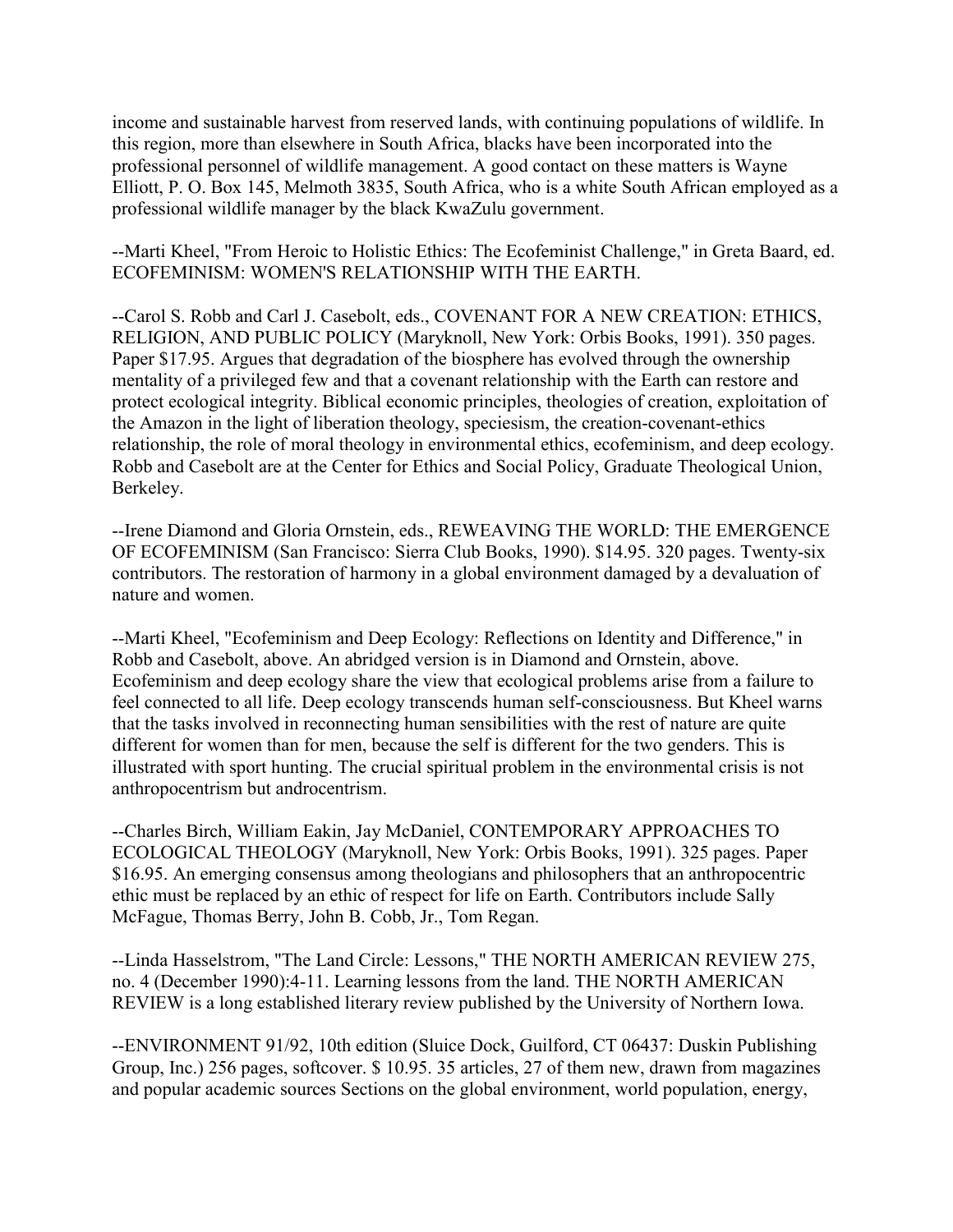income and sustainable harvest from reserved lands, with continuing populations of wildlife. In this region, more than elsewhere in South Africa, blacks have been incorporated into the professional personnel of wildlife management. A good contact on these matters is Wayne Elliott, P. O. Box 145, Melmoth 3835, South Africa, who is a white South African employed as a professional wildlife manager by the black KwaZulu government.

--Marti Kheel, "From Heroic to Holistic Ethics: The Ecofeminist Challenge," in Greta Baard, ed. ECOFEMINISM: WOMEN'S RELATIONSHIP WITH THE EARTH.

--Carol S. Robb and Carl J. Casebolt, eds., COVENANT FOR A NEW CREATION: ETHICS, RELIGION, AND PUBLIC POLICY (Maryknoll, New York: Orbis Books, 1991). 350 pages. Paper $17.95. Argues that degradation of the biosphere has evolved through the ownership mentality of a privileged few and that a covenant relationship with the Earth can restore and protect ecological integrity. Biblical economic principles, theologies of creation, exploitation of the Amazon in the light of liberation theology, speciesism, the creation-covenant-ethics relationship, the role of moral theology in environmental ethics, ecofeminism, and deep ecology. Robb and Casebolt are at the Center for Ethics and Social Policy, Graduate Theological Union, Berkeley.

--Irene Diamond and Gloria Ornstein, eds., REWEAVING THE WORLD: THE EMERGENCE OF ECOFEMINISM (San Francisco: Sierra Club Books, 1990). $14.95. 320 pages. Twenty-six contributors. The restoration of harmony in a global environment damaged by a devaluation of nature and women.

--Marti Kheel, "Ecofeminism and Deep Ecology: Reflections on Identity and Difference," in Robb and Casebolt, above. An abridged version is in Diamond and Ornstein, above. Ecofeminism and deep ecology share the view that ecological problems arise from a failure to feel connected to all life. Deep ecology transcends human self-consciousness. But Kheel warns that the tasks involved in reconnecting human sensibilities with the rest of nature are quite different for women than for men, because the self is different for the two genders. This is illustrated with sport hunting. The crucial spiritual problem in the environmental crisis is not anthropocentrism but androcentrism.

--Charles Birch, William Eakin, Jay McDaniel, CONTEMPORARY APPROACHES TO ECOLOGICAL THEOLOGY (Maryknoll, New York: Orbis Books, 1991). 325 pages. Paper $16.95. An emerging consensus among theologians and philosophers that an anthropocentric ethic must be replaced by an ethic of respect for life on Earth. Contributors include Sally McFague, Thomas Berry, John B. Cobb, Jr., Tom Regan.

--Linda Hasselstrom, "The Land Circle: Lessons," THE NORTH AMERICAN REVIEW 275, no. 4 (December 1990):4-11. Learning lessons from the land. THE NORTH AMERICAN REVIEW is a long established literary review published by the University of Northern Iowa.

--ENVIRONMENT 91/92, 10th edition (Sluice Dock, Guilford, CT 06437: Duskin Publishing Group, Inc.) 256 pages, softcover. $ 10.95. 35 articles, 27 of them new, drawn from magazines and popular academic sources Sections on the global environment, world population, energy,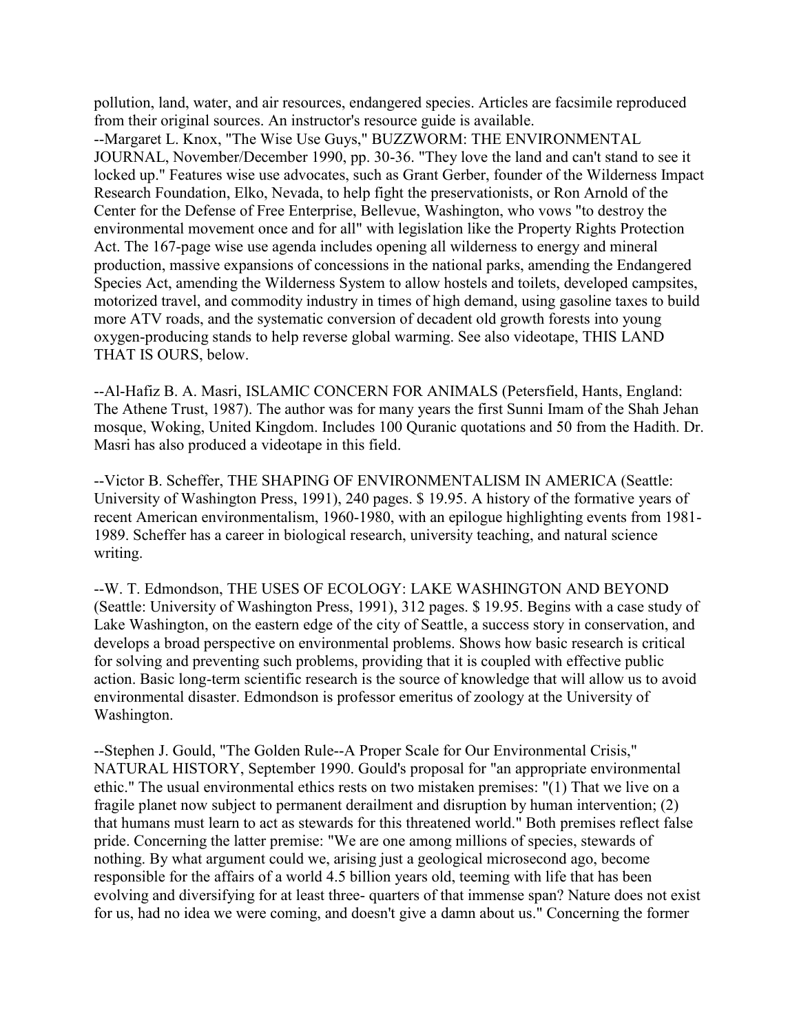pollution, land, water, and air resources, endangered species. Articles are facsimile reproduced from their original sources. An instructor's resource guide is available.

--Margaret L. Knox, "The Wise Use Guys," BUZZWORM: THE ENVIRONMENTAL JOURNAL, November/December 1990, pp. 30-36. "They love the land and can't stand to see it locked up." Features wise use advocates, such as Grant Gerber, founder of the Wilderness Impact Research Foundation, Elko, Nevada, to help fight the preservationists, or Ron Arnold of the Center for the Defense of Free Enterprise, Bellevue, Washington, who vows "to destroy the environmental movement once and for all" with legislation like the Property Rights Protection Act. The 167-page wise use agenda includes opening all wilderness to energy and mineral production, massive expansions of concessions in the national parks, amending the Endangered Species Act, amending the Wilderness System to allow hostels and toilets, developed campsites, motorized travel, and commodity industry in times of high demand, using gasoline taxes to build more ATV roads, and the systematic conversion of decadent old growth forests into young oxygen-producing stands to help reverse global warming. See also videotape, THIS LAND THAT IS OURS, below.

--Al-Hafiz B. A. Masri, ISLAMIC CONCERN FOR ANIMALS (Petersfield, Hants, England: The Athene Trust, 1987). The author was for many years the first Sunni Imam of the Shah Jehan mosque, Woking, United Kingdom. Includes 100 Quranic quotations and 50 from the Hadith. Dr. Masri has also produced a videotape in this field.

--Victor B. Scheffer, THE SHAPING OF ENVIRONMENTALISM IN AMERICA (Seattle: University of Washington Press, 1991), 240 pages. $ 19.95. A history of the formative years of recent American environmentalism, 1960-1980, with an epilogue highlighting events from 1981-1989. Scheffer has a career in biological research, university teaching, and natural science writing.

--W. T. Edmondson, THE USES OF ECOLOGY: LAKE WASHINGTON AND BEYOND (Seattle: University of Washington Press, 1991), 312 pages. $ 19.95. Begins with a case study of Lake Washington, on the eastern edge of the city of Seattle, a success story in conservation, and develops a broad perspective on environmental problems. Shows how basic research is critical for solving and preventing such problems, providing that it is coupled with effective public action. Basic long-term scientific research is the source of knowledge that will allow us to avoid environmental disaster. Edmondson is professor emeritus of zoology at the University of Washington.

--Stephen J. Gould, "The Golden Rule--A Proper Scale for Our Environmental Crisis," NATURAL HISTORY, September 1990. Gould's proposal for "an appropriate environmental ethic." The usual environmental ethics rests on two mistaken premises: "(1) That we live on a fragile planet now subject to permanent derailment and disruption by human intervention; (2) that humans must learn to act as stewards for this threatened world." Both premises reflect false pride. Concerning the latter premise: "We are one among millions of species, stewards of nothing. By what argument could we, arising just a geological microsecond ago, become responsible for the affairs of a world 4.5 billion years old, teeming with life that has been evolving and diversifying for at least three- quarters of that immense span? Nature does not exist for us, had no idea we were coming, and doesn't give a damn about us." Concerning the former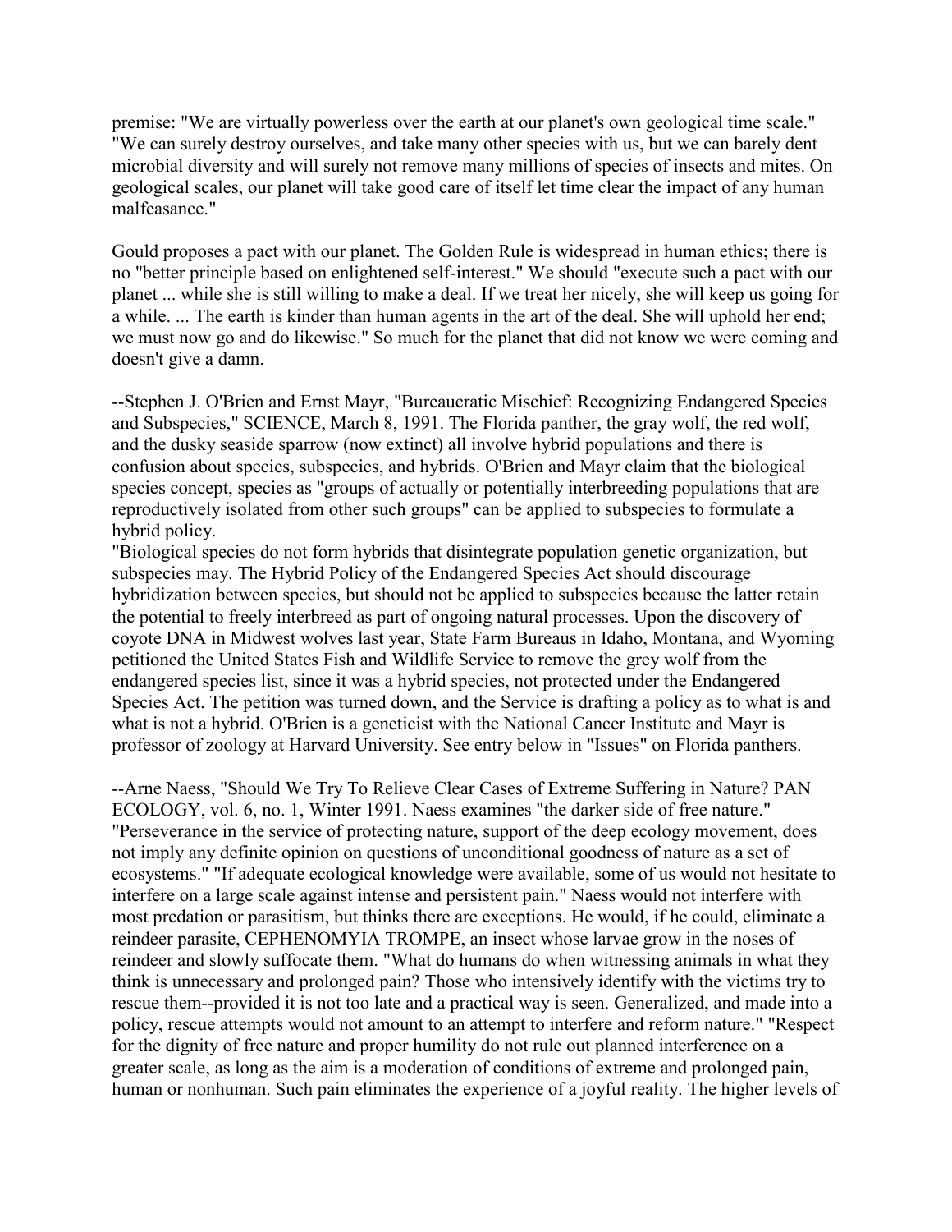premise: "We are virtually powerless over the earth at our planet's own geological time scale." "We can surely destroy ourselves, and take many other species with us, but we can barely dent microbial diversity and will surely not remove many millions of species of insects and mites. On geological scales, our planet will take good care of itself let time clear the impact of any human malfeasance."

Gould proposes a pact with our planet. The Golden Rule is widespread in human ethics; there is no "better principle based on enlightened self-interest." We should "execute such a pact with our planet ... while she is still willing to make a deal. If we treat her nicely, she will keep us going for a while. ... The earth is kinder than human agents in the art of the deal. She will uphold her end; we must now go and do likewise." So much for the planet that did not know we were coming and doesn't give a damn.

--Stephen J. O'Brien and Ernst Mayr, "Bureaucratic Mischief: Recognizing Endangered Species and Subspecies," SCIENCE, March 8, 1991. The Florida panther, the gray wolf, the red wolf, and the dusky seaside sparrow (now extinct) all involve hybrid populations and there is confusion about species, subspecies, and hybrids. O'Brien and Mayr claim that the biological species concept, species as "groups of actually or potentially interbreeding populations that are reproductively isolated from other such groups" can be applied to subspecies to formulate a hybrid policy.
"Biological species do not form hybrids that disintegrate population genetic organization, but subspecies may. The Hybrid Policy of the Endangered Species Act should discourage hybridization between species, but should not be applied to subspecies because the latter retain the potential to freely interbreed as part of ongoing natural processes. Upon the discovery of coyote DNA in Midwest wolves last year, State Farm Bureaus in Idaho, Montana, and Wyoming petitioned the United States Fish and Wildlife Service to remove the grey wolf from the endangered species list, since it was a hybrid species, not protected under the Endangered Species Act. The petition was turned down, and the Service is drafting a policy as to what is and what is not a hybrid. O'Brien is a geneticist with the National Cancer Institute and Mayr is professor of zoology at Harvard University. See entry below in "Issues" on Florida panthers.

--Arne Naess, "Should We Try To Relieve Clear Cases of Extreme Suffering in Nature? PAN ECOLOGY, vol. 6, no. 1, Winter 1991. Naess examines "the darker side of free nature." "Perseverance in the service of protecting nature, support of the deep ecology movement, does not imply any definite opinion on questions of unconditional goodness of nature as a set of ecosystems." "If adequate ecological knowledge were available, some of us would not hesitate to interfere on a large scale against intense and persistent pain." Naess would not interfere with most predation or parasitism, but thinks there are exceptions. He would, if he could, eliminate a reindeer parasite, CEPHENOMYIA TROMPE, an insect whose larvae grow in the noses of reindeer and slowly suffocate them. "What do humans do when witnessing animals in what they think is unnecessary and prolonged pain? Those who intensively identify with the victims try to rescue them--provided it is not too late and a practical way is seen. Generalized, and made into a policy, rescue attempts would not amount to an attempt to interfere and reform nature." "Respect for the dignity of free nature and proper humility do not rule out planned interference on a greater scale, as long as the aim is a moderation of conditions of extreme and prolonged pain, human or nonhuman. Such pain eliminates the experience of a joyful reality. The higher levels of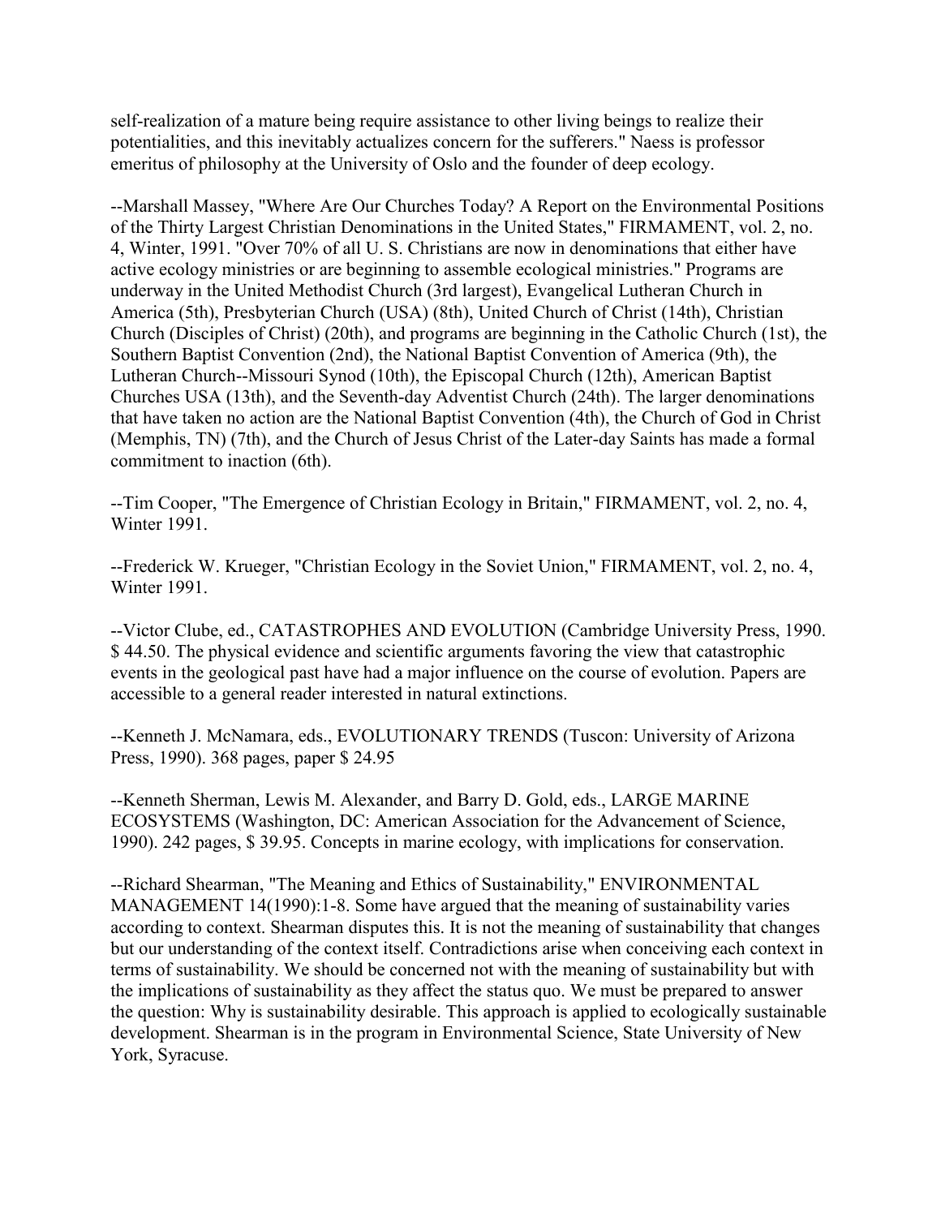self-realization of a mature being require assistance to other living beings to realize their potentialities, and this inevitably actualizes concern for the sufferers." Naess is professor emeritus of philosophy at the University of Oslo and the founder of deep ecology.

--Marshall Massey, "Where Are Our Churches Today? A Report on the Environmental Positions of the Thirty Largest Christian Denominations in the United States," FIRMAMENT, vol. 2, no. 4, Winter, 1991. "Over 70% of all U. S. Christians are now in denominations that either have active ecology ministries or are beginning to assemble ecological ministries." Programs are underway in the United Methodist Church (3rd largest), Evangelical Lutheran Church in America (5th), Presbyterian Church (USA) (8th), United Church of Christ (14th), Christian Church (Disciples of Christ) (20th), and programs are beginning in the Catholic Church (1st), the Southern Baptist Convention (2nd), the National Baptist Convention of America (9th), the Lutheran Church--Missouri Synod (10th), the Episcopal Church (12th), American Baptist Churches USA (13th), and the Seventh-day Adventist Church (24th). The larger denominations that have taken no action are the National Baptist Convention (4th), the Church of God in Christ (Memphis, TN) (7th), and the Church of Jesus Christ of the Later-day Saints has made a formal commitment to inaction (6th).

--Tim Cooper, "The Emergence of Christian Ecology in Britain," FIRMAMENT, vol. 2, no. 4, Winter 1991.

--Frederick W. Krueger, "Christian Ecology in the Soviet Union," FIRMAMENT, vol. 2, no. 4, Winter 1991.

--Victor Clube, ed., CATASTROPHES AND EVOLUTION (Cambridge University Press, 1990. $ 44.50. The physical evidence and scientific arguments favoring the view that catastrophic events in the geological past have had a major influence on the course of evolution. Papers are accessible to a general reader interested in natural extinctions.

--Kenneth J. McNamara, eds., EVOLUTIONARY TRENDS (Tuscon: University of Arizona Press, 1990). 368 pages, paper $ 24.95

--Kenneth Sherman, Lewis M. Alexander, and Barry D. Gold, eds., LARGE MARINE ECOSYSTEMS (Washington, DC: American Association for the Advancement of Science, 1990). 242 pages, $ 39.95. Concepts in marine ecology, with implications for conservation.

--Richard Shearman, "The Meaning and Ethics of Sustainability," ENVIRONMENTAL MANAGEMENT 14(1990):1-8. Some have argued that the meaning of sustainability varies according to context. Shearman disputes this. It is not the meaning of sustainability that changes but our understanding of the context itself. Contradictions arise when conceiving each context in terms of sustainability. We should be concerned not with the meaning of sustainability but with the implications of sustainability as they affect the status quo. We must be prepared to answer the question: Why is sustainability desirable. This approach is applied to ecologically sustainable development. Shearman is in the program in Environmental Science, State University of New York, Syracuse.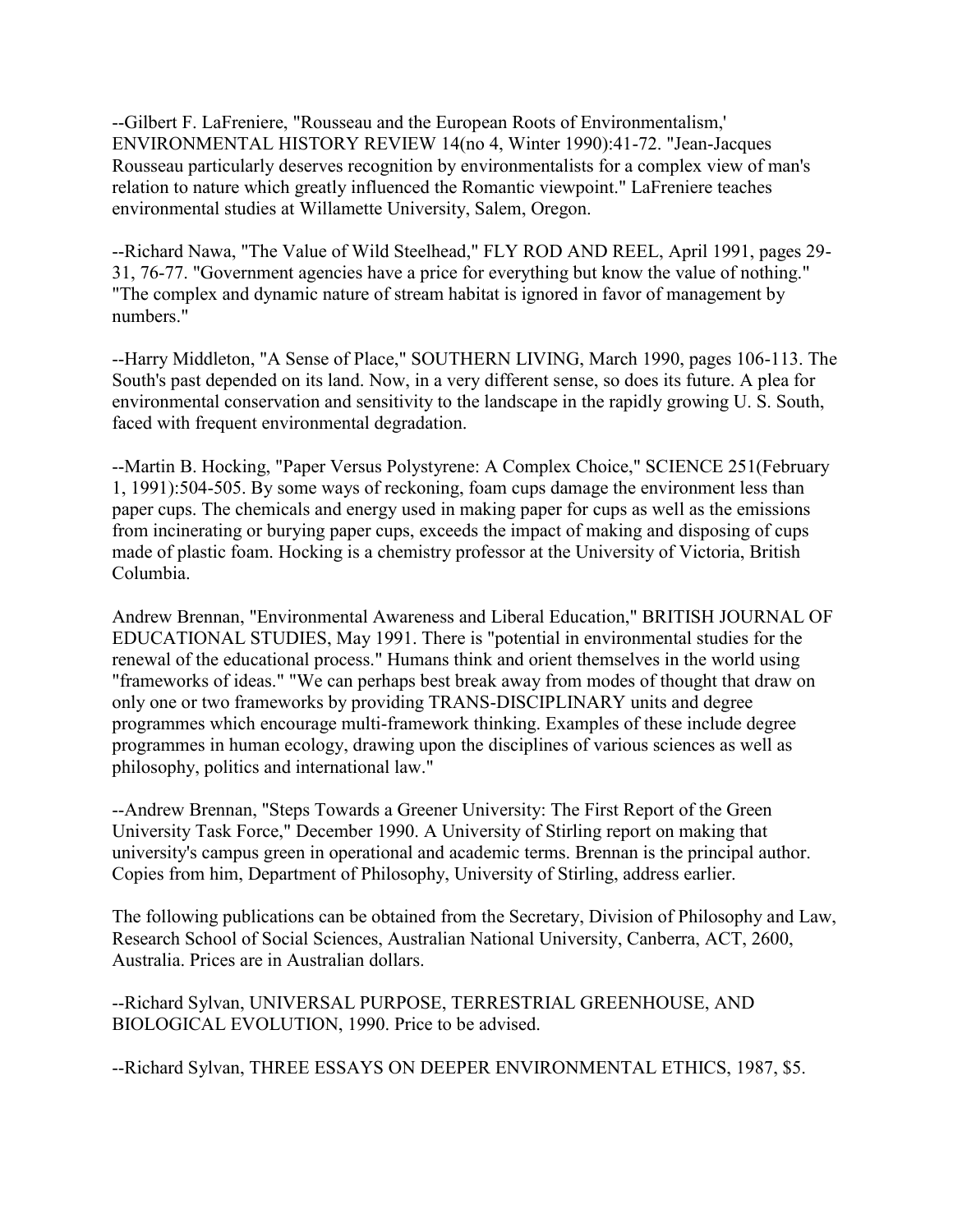--Gilbert F. LaFreniere, "Rousseau and the European Roots of Environmentalism,' ENVIRONMENTAL HISTORY REVIEW 14(no 4, Winter 1990):41-72. "Jean-Jacques Rousseau particularly deserves recognition by environmentalists for a complex view of man's relation to nature which greatly influenced the Romantic viewpoint." LaFreniere teaches environmental studies at Willamette University, Salem, Oregon.

--Richard Nawa, "The Value of Wild Steelhead," FLY ROD AND REEL, April 1991, pages 29-31, 76-77. "Government agencies have a price for everything but know the value of nothing." "The complex and dynamic nature of stream habitat is ignored in favor of management by numbers."

--Harry Middleton, "A Sense of Place," SOUTHERN LIVING, March 1990, pages 106-113. The South's past depended on its land. Now, in a very different sense, so does its future. A plea for environmental conservation and sensitivity to the landscape in the rapidly growing U. S. South, faced with frequent environmental degradation.

--Martin B. Hocking, "Paper Versus Polystyrene: A Complex Choice," SCIENCE 251(February 1, 1991):504-505. By some ways of reckoning, foam cups damage the environment less than paper cups. The chemicals and energy used in making paper for cups as well as the emissions from incinerating or burying paper cups, exceeds the impact of making and disposing of cups made of plastic foam. Hocking is a chemistry professor at the University of Victoria, British Columbia.

Andrew Brennan, "Environmental Awareness and Liberal Education," BRITISH JOURNAL OF EDUCATIONAL STUDIES, May 1991. There is "potential in environmental studies for the renewal of the educational process." Humans think and orient themselves in the world using "frameworks of ideas." "We can perhaps best break away from modes of thought that draw on only one or two frameworks by providing TRANS-DISCIPLINARY units and degree programmes which encourage multi-framework thinking. Examples of these include degree programmes in human ecology, drawing upon the disciplines of various sciences as well as philosophy, politics and international law."

--Andrew Brennan, "Steps Towards a Greener University: The First Report of the Green University Task Force," December 1990. A University of Stirling report on making that university's campus green in operational and academic terms. Brennan is the principal author. Copies from him, Department of Philosophy, University of Stirling, address earlier.

The following publications can be obtained from the Secretary, Division of Philosophy and Law, Research School of Social Sciences, Australian National University, Canberra, ACT, 2600, Australia. Prices are in Australian dollars.

--Richard Sylvan, UNIVERSAL PURPOSE, TERRESTRIAL GREENHOUSE, AND BIOLOGICAL EVOLUTION, 1990. Price to be advised.

--Richard Sylvan, THREE ESSAYS ON DEEPER ENVIRONMENTAL ETHICS, 1987, $5.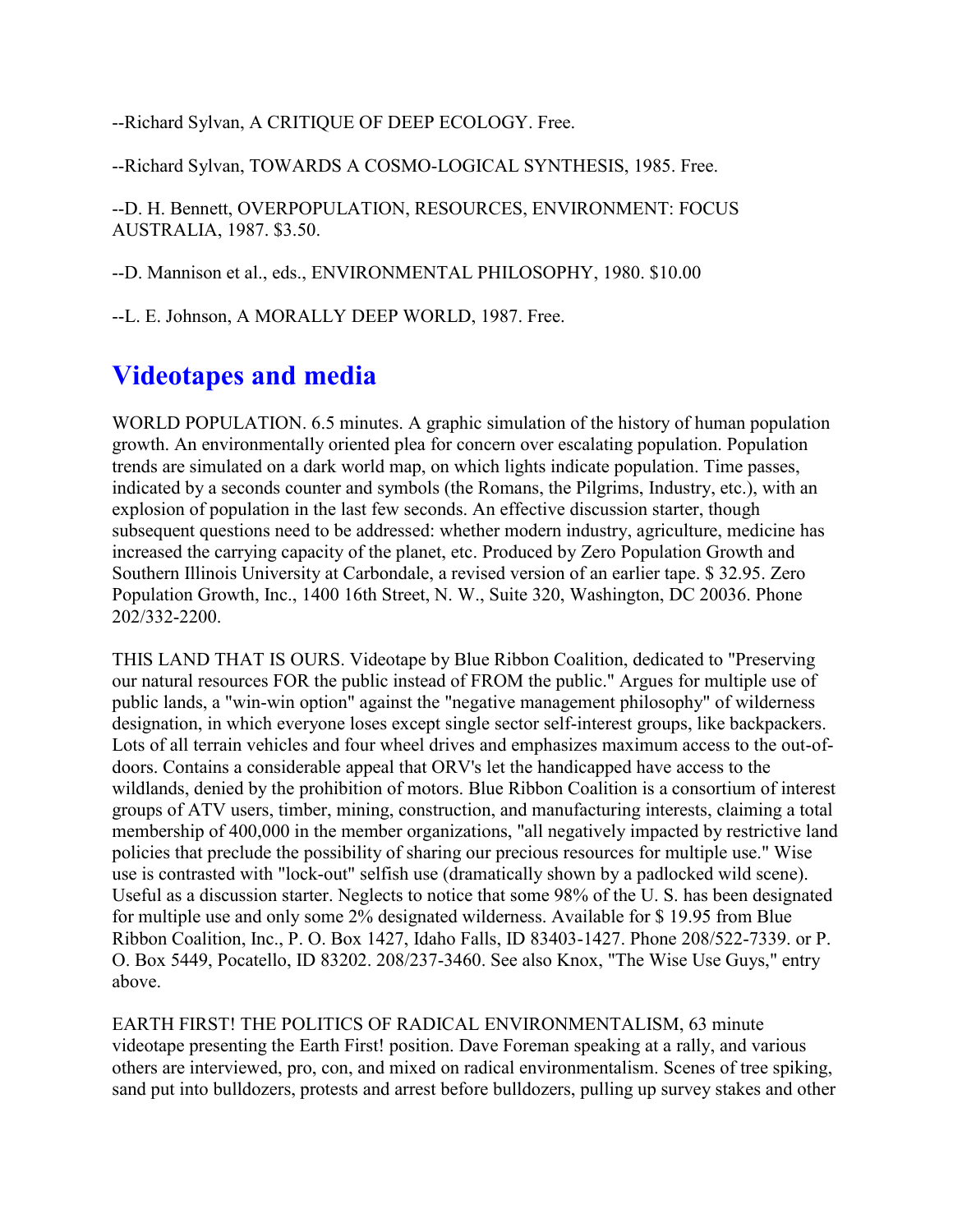--Richard Sylvan, A CRITIQUE OF DEEP ECOLOGY. Free.

--Richard Sylvan, TOWARDS A COSMO-LOGICAL SYNTHESIS, 1985. Free.

--D. H. Bennett, OVERPOPULATION, RESOURCES, ENVIRONMENT: FOCUS AUSTRALIA, 1987. $3.50.

--D. Mannison et al., eds., ENVIRONMENTAL PHILOSOPHY, 1980. $10.00

--L. E. Johnson, A MORALLY DEEP WORLD, 1987. Free.

## Videotapes and media

WORLD POPULATION. 6.5 minutes. A graphic simulation of the history of human population growth. An environmentally oriented plea for concern over escalating population. Population trends are simulated on a dark world map, on which lights indicate population. Time passes, indicated by a seconds counter and symbols (the Romans, the Pilgrims, Industry, etc.), with an explosion of population in the last few seconds. An effective discussion starter, though subsequent questions need to be addressed: whether modern industry, agriculture, medicine has increased the carrying capacity of the planet, etc. Produced by Zero Population Growth and Southern Illinois University at Carbondale, a revised version of an earlier tape. $ 32.95. Zero Population Growth, Inc., 1400 16th Street, N. W., Suite 320, Washington, DC 20036. Phone 202/332-2200.

THIS LAND THAT IS OURS. Videotape by Blue Ribbon Coalition, dedicated to "Preserving our natural resources FOR the public instead of FROM the public." Argues for multiple use of public lands, a "win-win option" against the "negative management philosophy" of wilderness designation, in which everyone loses except single sector self-interest groups, like backpackers. Lots of all terrain vehicles and four wheel drives and emphasizes maximum access to the out-of-doors. Contains a considerable appeal that ORV's let the handicapped have access to the wildlands, denied by the prohibition of motors. Blue Ribbon Coalition is a consortium of interest groups of ATV users, timber, mining, construction, and manufacturing interests, claiming a total membership of 400,000 in the member organizations, "all negatively impacted by restrictive land policies that preclude the possibility of sharing our precious resources for multiple use." Wise use is contrasted with "lock-out" selfish use (dramatically shown by a padlocked wild scene). Useful as a discussion starter. Neglects to notice that some 98% of the U. S. has been designated for multiple use and only some 2% designated wilderness. Available for $ 19.95 from Blue Ribbon Coalition, Inc., P. O. Box 1427, Idaho Falls, ID 83403-1427. Phone 208/522-7339. or P. O. Box 5449, Pocatello, ID 83202. 208/237-3460. See also Knox, "The Wise Use Guys," entry above.

EARTH FIRST! THE POLITICS OF RADICAL ENVIRONMENTALISM, 63 minute videotape presenting the Earth First! position. Dave Foreman speaking at a rally, and various others are interviewed, pro, con, and mixed on radical environmentalism. Scenes of tree spiking, sand put into bulldozers, protests and arrest before bulldozers, pulling up survey stakes and other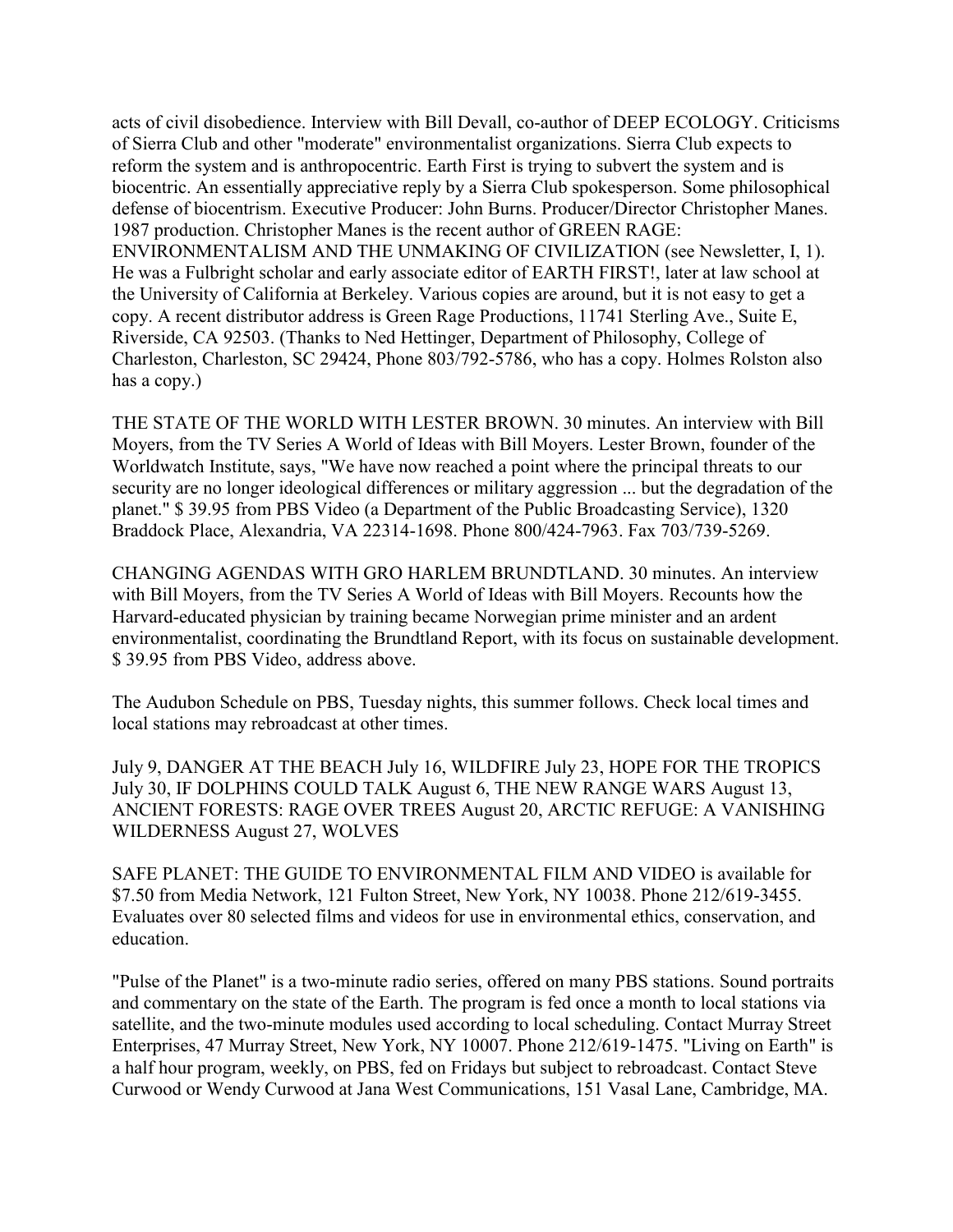acts of civil disobedience. Interview with Bill Devall, co-author of DEEP ECOLOGY. Criticisms of Sierra Club and other "moderate" environmentalist organizations. Sierra Club expects to reform the system and is anthropocentric. Earth First is trying to subvert the system and is biocentric. An essentially appreciative reply by a Sierra Club spokesperson. Some philosophical defense of biocentrism. Executive Producer: John Burns. Producer/Director Christopher Manes. 1987 production. Christopher Manes is the recent author of GREEN RAGE: ENVIRONMENTALISM AND THE UNMAKING OF CIVILIZATION (see Newsletter, I, 1). He was a Fulbright scholar and early associate editor of EARTH FIRST!, later at law school at the University of California at Berkeley. Various copies are around, but it is not easy to get a copy. A recent distributor address is Green Rage Productions, 11741 Sterling Ave., Suite E, Riverside, CA 92503. (Thanks to Ned Hettinger, Department of Philosophy, College of Charleston, Charleston, SC 29424, Phone 803/792-5786, who has a copy. Holmes Rolston also has a copy.)

THE STATE OF THE WORLD WITH LESTER BROWN. 30 minutes. An interview with Bill Moyers, from the TV Series A World of Ideas with Bill Moyers. Lester Brown, founder of the Worldwatch Institute, says, "We have now reached a point where the principal threats to our security are no longer ideological differences or military aggression ... but the degradation of the planet." $ 39.95 from PBS Video (a Department of the Public Broadcasting Service), 1320 Braddock Place, Alexandria, VA 22314-1698. Phone 800/424-7963. Fax 703/739-5269.

CHANGING AGENDAS WITH GRO HARLEM BRUNDTLAND. 30 minutes. An interview with Bill Moyers, from the TV Series A World of Ideas with Bill Moyers. Recounts how the Harvard-educated physician by training became Norwegian prime minister and an ardent environmentalist, coordinating the Brundtland Report, with its focus on sustainable development. $ 39.95 from PBS Video, address above.

The Audubon Schedule on PBS, Tuesday nights, this summer follows. Check local times and local stations may rebroadcast at other times.

July 9, DANGER AT THE BEACH July 16, WILDFIRE July 23, HOPE FOR THE TROPICS July 30, IF DOLPHINS COULD TALK August 6, THE NEW RANGE WARS August 13, ANCIENT FORESTS: RAGE OVER TREES August 20, ARCTIC REFUGE: A VANISHING WILDERNESS August 27, WOLVES

SAFE PLANET: THE GUIDE TO ENVIRONMENTAL FILM AND VIDEO is available for $7.50 from Media Network, 121 Fulton Street, New York, NY 10038. Phone 212/619-3455. Evaluates over 80 selected films and videos for use in environmental ethics, conservation, and education.

"Pulse of the Planet" is a two-minute radio series, offered on many PBS stations. Sound portraits and commentary on the state of the Earth. The program is fed once a month to local stations via satellite, and the two-minute modules used according to local scheduling. Contact Murray Street Enterprises, 47 Murray Street, New York, NY 10007. Phone 212/619-1475. "Living on Earth" is a half hour program, weekly, on PBS, fed on Fridays but subject to rebroadcast. Contact Steve Curwood or Wendy Curwood at Jana West Communications, 151 Vasal Lane, Cambridge, MA.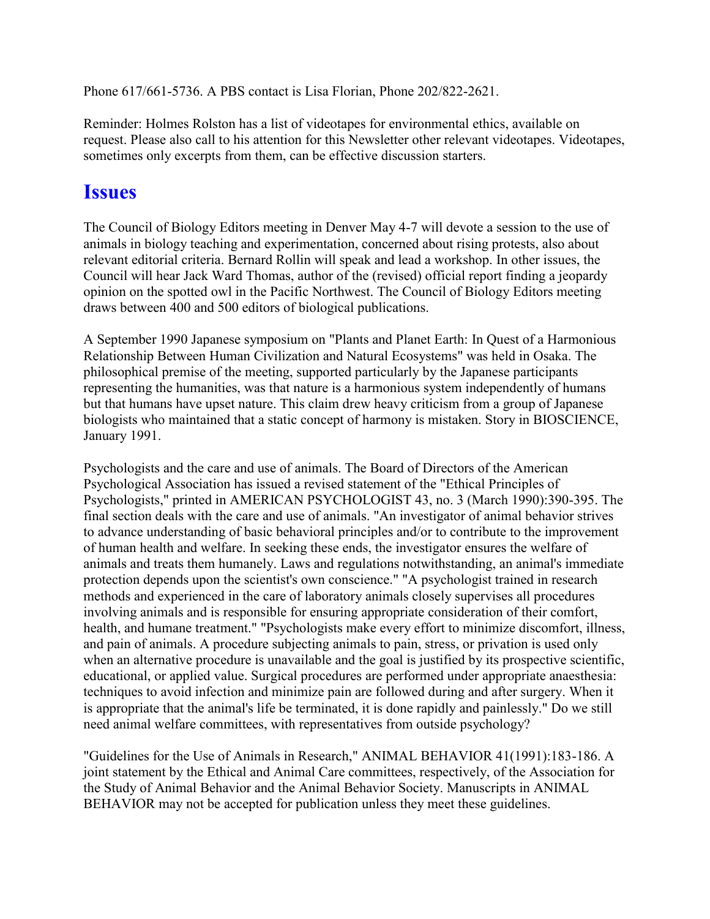Phone 617/661-5736. A PBS contact is Lisa Florian, Phone 202/822-2621.

Reminder: Holmes Rolston has a list of videotapes for environmental ethics, available on request. Please also call to his attention for this Newsletter other relevant videotapes. Videotapes, sometimes only excerpts from them, can be effective discussion starters.

# Issues

The Council of Biology Editors meeting in Denver May 4-7 will devote a session to the use of animals in biology teaching and experimentation, concerned about rising protests, also about relevant editorial criteria. Bernard Rollin will speak and lead a workshop. In other issues, the Council will hear Jack Ward Thomas, author of the (revised) official report finding a jeopardy opinion on the spotted owl in the Pacific Northwest. The Council of Biology Editors meeting draws between 400 and 500 editors of biological publications.

A September 1990 Japanese symposium on "Plants and Planet Earth: In Quest of a Harmonious Relationship Between Human Civilization and Natural Ecosystems" was held in Osaka. The philosophical premise of the meeting, supported particularly by the Japanese participants representing the humanities, was that nature is a harmonious system independently of humans but that humans have upset nature. This claim drew heavy criticism from a group of Japanese biologists who maintained that a static concept of harmony is mistaken. Story in BIOSCIENCE, January 1991.

Psychologists and the care and use of animals. The Board of Directors of the American Psychological Association has issued a revised statement of the "Ethical Principles of Psychologists," printed in AMERICAN PSYCHOLOGIST 43, no. 3 (March 1990):390-395. The final section deals with the care and use of animals. "An investigator of animal behavior strives to advance understanding of basic behavioral principles and/or to contribute to the improvement of human health and welfare. In seeking these ends, the investigator ensures the welfare of animals and treats them humanely. Laws and regulations notwithstanding, an animal's immediate protection depends upon the scientist's own conscience." "A psychologist trained in research methods and experienced in the care of laboratory animals closely supervises all procedures involving animals and is responsible for ensuring appropriate consideration of their comfort, health, and humane treatment." "Psychologists make every effort to minimize discomfort, illness, and pain of animals. A procedure subjecting animals to pain, stress, or privation is used only when an alternative procedure is unavailable and the goal is justified by its prospective scientific, educational, or applied value. Surgical procedures are performed under appropriate anaesthesia: techniques to avoid infection and minimize pain are followed during and after surgery. When it is appropriate that the animal's life be terminated, it is done rapidly and painlessly." Do we still need animal welfare committees, with representatives from outside psychology?

"Guidelines for the Use of Animals in Research," ANIMAL BEHAVIOR 41(1991):183-186. A joint statement by the Ethical and Animal Care committees, respectively, of the Association for the Study of Animal Behavior and the Animal Behavior Society. Manuscripts in ANIMAL BEHAVIOR may not be accepted for publication unless they meet these guidelines.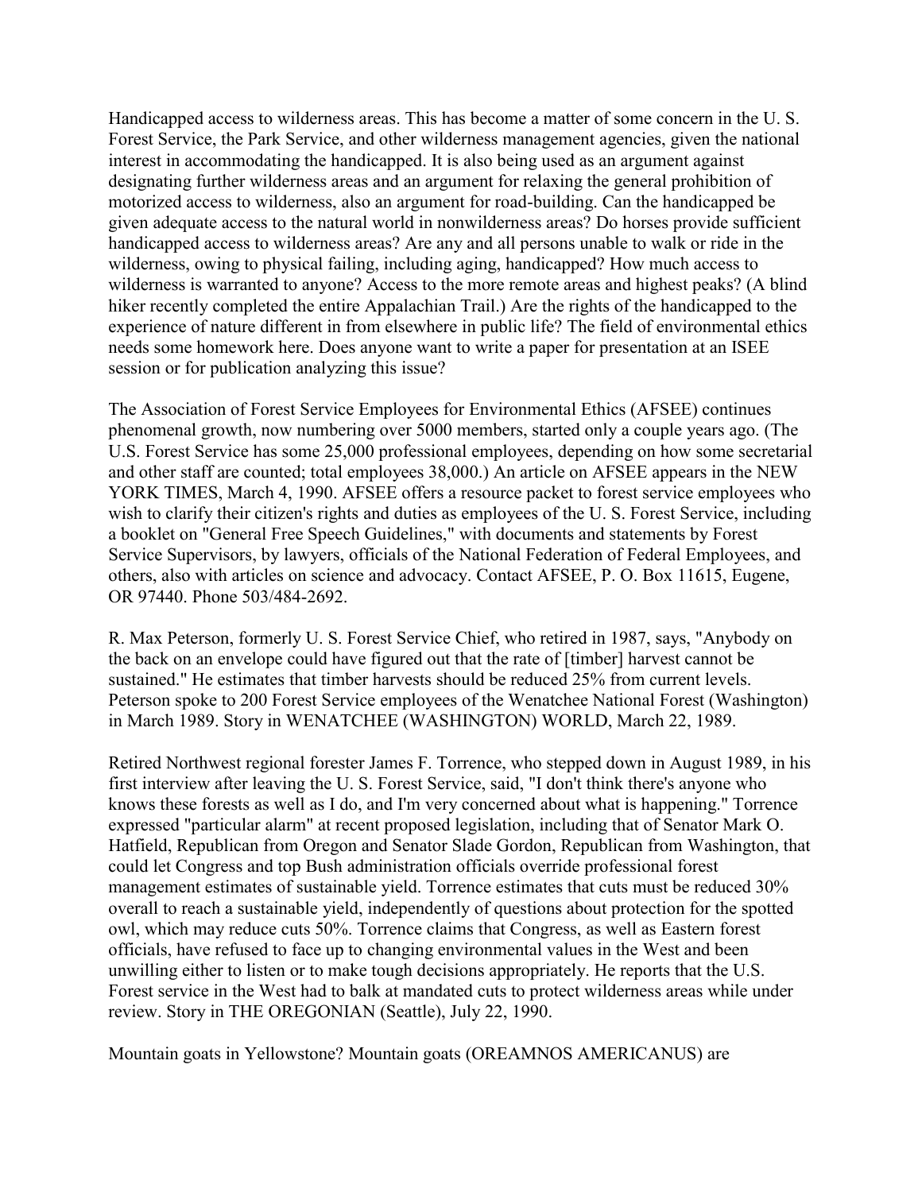Handicapped access to wilderness areas. This has become a matter of some concern in the U. S. Forest Service, the Park Service, and other wilderness management agencies, given the national interest in accommodating the handicapped. It is also being used as an argument against designating further wilderness areas and an argument for relaxing the general prohibition of motorized access to wilderness, also an argument for road-building. Can the handicapped be given adequate access to the natural world in nonwilderness areas? Do horses provide sufficient handicapped access to wilderness areas? Are any and all persons unable to walk or ride in the wilderness, owing to physical failing, including aging, handicapped? How much access to wilderness is warranted to anyone? Access to the more remote areas and highest peaks? (A blind hiker recently completed the entire Appalachian Trail.) Are the rights of the handicapped to the experience of nature different in from elsewhere in public life? The field of environmental ethics needs some homework here. Does anyone want to write a paper for presentation at an ISEE session or for publication analyzing this issue?

The Association of Forest Service Employees for Environmental Ethics (AFSEE) continues phenomenal growth, now numbering over 5000 members, started only a couple years ago. (The U.S. Forest Service has some 25,000 professional employees, depending on how some secretarial and other staff are counted; total employees 38,000.) An article on AFSEE appears in the NEW YORK TIMES, March 4, 1990. AFSEE offers a resource packet to forest service employees who wish to clarify their citizen's rights and duties as employees of the U. S. Forest Service, including a booklet on "General Free Speech Guidelines," with documents and statements by Forest Service Supervisors, by lawyers, officials of the National Federation of Federal Employees, and others, also with articles on science and advocacy. Contact AFSEE, P. O. Box 11615, Eugene, OR 97440. Phone 503/484-2692.

R. Max Peterson, formerly U. S. Forest Service Chief, who retired in 1987, says, "Anybody on the back on an envelope could have figured out that the rate of [timber] harvest cannot be sustained." He estimates that timber harvests should be reduced 25% from current levels. Peterson spoke to 200 Forest Service employees of the Wenatchee National Forest (Washington) in March 1989. Story in WENATCHEE (WASHINGTON) WORLD, March 22, 1989.

Retired Northwest regional forester James F. Torrence, who stepped down in August 1989, in his first interview after leaving the U. S. Forest Service, said, "I don't think there's anyone who knows these forests as well as I do, and I'm very concerned about what is happening." Torrence expressed "particular alarm" at recent proposed legislation, including that of Senator Mark O. Hatfield, Republican from Oregon and Senator Slade Gordon, Republican from Washington, that could let Congress and top Bush administration officials override professional forest management estimates of sustainable yield. Torrence estimates that cuts must be reduced 30% overall to reach a sustainable yield, independently of questions about protection for the spotted owl, which may reduce cuts 50%. Torrence claims that Congress, as well as Eastern forest officials, have refused to face up to changing environmental values in the West and been unwilling either to listen or to make tough decisions appropriately. He reports that the U.S. Forest service in the West had to balk at mandated cuts to protect wilderness areas while under review. Story in THE OREGONIAN (Seattle), July 22, 1990.

Mountain goats in Yellowstone? Mountain goats (OREAMNOS AMERICANUS) are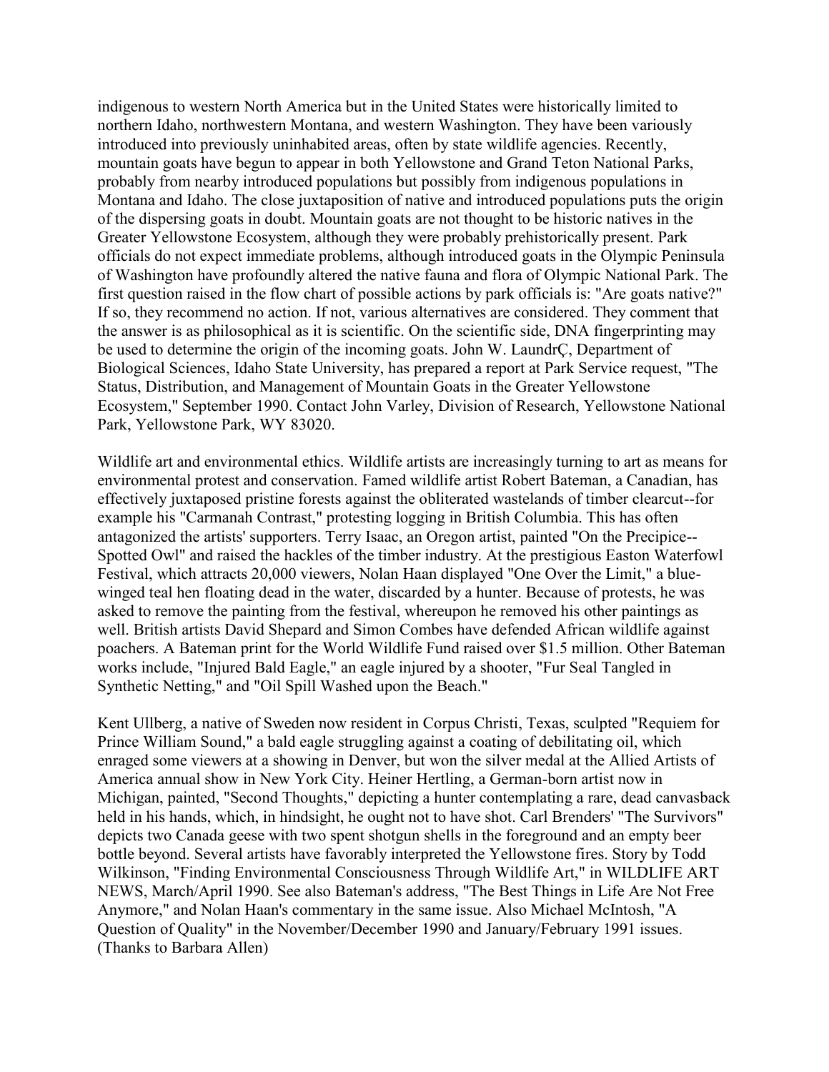indigenous to western North America but in the United States were historically limited to northern Idaho, northwestern Montana, and western Washington. They have been variously introduced into previously uninhabited areas, often by state wildlife agencies. Recently, mountain goats have begun to appear in both Yellowstone and Grand Teton National Parks, probably from nearby introduced populations but possibly from indigenous populations in Montana and Idaho. The close juxtaposition of native and introduced populations puts the origin of the dispersing goats in doubt. Mountain goats are not thought to be historic natives in the Greater Yellowstone Ecosystem, although they were probably prehistorically present. Park officials do not expect immediate problems, although introduced goats in the Olympic Peninsula of Washington have profoundly altered the native fauna and flora of Olympic National Park. The first question raised in the flow chart of possible actions by park officials is: "Are goats native?" If so, they recommend no action. If not, various alternatives are considered. They comment that the answer is as philosophical as it is scientific. On the scientific side, DNA fingerprinting may be used to determine the origin of the incoming goats. John W. LaundrÇ, Department of Biological Sciences, Idaho State University, has prepared a report at Park Service request, "The Status, Distribution, and Management of Mountain Goats in the Greater Yellowstone Ecosystem," September 1990. Contact John Varley, Division of Research, Yellowstone National Park, Yellowstone Park, WY 83020.

Wildlife art and environmental ethics. Wildlife artists are increasingly turning to art as means for environmental protest and conservation. Famed wildlife artist Robert Bateman, a Canadian, has effectively juxtaposed pristine forests against the obliterated wastelands of timber clearcut--for example his "Carmanah Contrast," protesting logging in British Columbia. This has often antagonized the artists' supporters. Terry Isaac, an Oregon artist, painted "On the Precipice--Spotted Owl" and raised the hackles of the timber industry. At the prestigious Easton Waterfowl Festival, which attracts 20,000 viewers, Nolan Haan displayed "One Over the Limit," a blue-winged teal hen floating dead in the water, discarded by a hunter. Because of protests, he was asked to remove the painting from the festival, whereupon he removed his other paintings as well. British artists David Shepard and Simon Combes have defended African wildlife against poachers. A Bateman print for the World Wildlife Fund raised over $1.5 million. Other Bateman works include, "Injured Bald Eagle," an eagle injured by a shooter, "Fur Seal Tangled in Synthetic Netting," and "Oil Spill Washed upon the Beach."

Kent Ullberg, a native of Sweden now resident in Corpus Christi, Texas, sculpted "Requiem for Prince William Sound," a bald eagle struggling against a coating of debilitating oil, which enraged some viewers at a showing in Denver, but won the silver medal at the Allied Artists of America annual show in New York City. Heiner Hertling, a German-born artist now in Michigan, painted, "Second Thoughts," depicting a hunter contemplating a rare, dead canvasback held in his hands, which, in hindsight, he ought not to have shot. Carl Brenders' "The Survivors" depicts two Canada geese with two spent shotgun shells in the foreground and an empty beer bottle beyond. Several artists have favorably interpreted the Yellowstone fires. Story by Todd Wilkinson, "Finding Environmental Consciousness Through Wildlife Art," in WILDLIFE ART NEWS, March/April 1990. See also Bateman's address, "The Best Things in Life Are Not Free Anymore," and Nolan Haan's commentary in the same issue. Also Michael McIntosh, "A Question of Quality" in the November/December 1990 and January/February 1991 issues. (Thanks to Barbara Allen)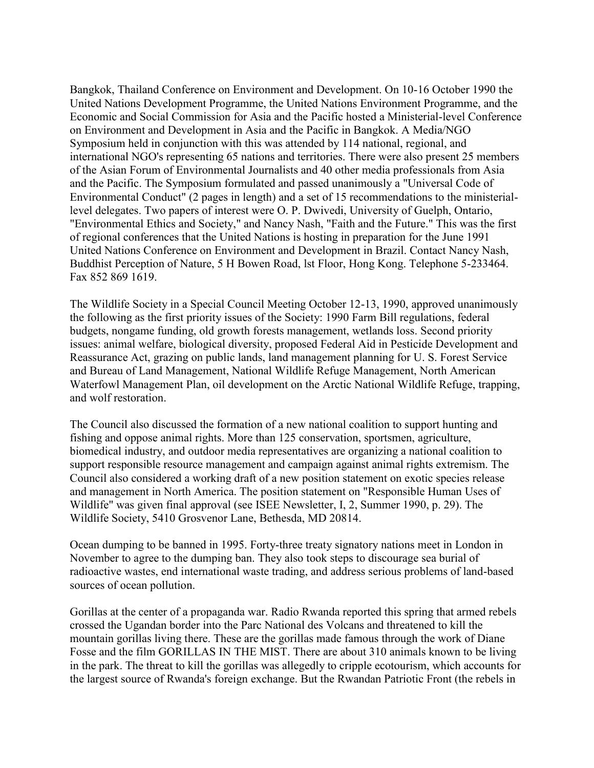Bangkok, Thailand Conference on Environment and Development. On 10-16 October 1990 the United Nations Development Programme, the United Nations Environment Programme, and the Economic and Social Commission for Asia and the Pacific hosted a Ministerial-level Conference on Environment and Development in Asia and the Pacific in Bangkok. A Media/NGO Symposium held in conjunction with this was attended by 114 national, regional, and international NGO's representing 65 nations and territories. There were also present 25 members of the Asian Forum of Environmental Journalists and 40 other media professionals from Asia and the Pacific. The Symposium formulated and passed unanimously a "Universal Code of Environmental Conduct" (2 pages in length) and a set of 15 recommendations to the ministerial-level delegates. Two papers of interest were O. P. Dwivedi, University of Guelph, Ontario, "Environmental Ethics and Society," and Nancy Nash, "Faith and the Future." This was the first of regional conferences that the United Nations is hosting in preparation for the June 1991 United Nations Conference on Environment and Development in Brazil. Contact Nancy Nash, Buddhist Perception of Nature, 5 H Bowen Road, lst Floor, Hong Kong. Telephone 5-233464. Fax 852 869 1619.

The Wildlife Society in a Special Council Meeting October 12-13, 1990, approved unanimously the following as the first priority issues of the Society: 1990 Farm Bill regulations, federal budgets, nongame funding, old growth forests management, wetlands loss. Second priority issues: animal welfare, biological diversity, proposed Federal Aid in Pesticide Development and Reassurance Act, grazing on public lands, land management planning for U. S. Forest Service and Bureau of Land Management, National Wildlife Refuge Management, North American Waterfowl Management Plan, oil development on the Arctic National Wildlife Refuge, trapping, and wolf restoration.

The Council also discussed the formation of a new national coalition to support hunting and fishing and oppose animal rights. More than 125 conservation, sportsmen, agriculture, biomedical industry, and outdoor media representatives are organizing a national coalition to support responsible resource management and campaign against animal rights extremism. The Council also considered a working draft of a new position statement on exotic species release and management in North America. The position statement on "Responsible Human Uses of Wildlife" was given final approval (see ISEE Newsletter, I, 2, Summer 1990, p. 29). The Wildlife Society, 5410 Grosvenor Lane, Bethesda, MD 20814.

Ocean dumping to be banned in 1995. Forty-three treaty signatory nations meet in London in November to agree to the dumping ban. They also took steps to discourage sea burial of radioactive wastes, end international waste trading, and address serious problems of land-based sources of ocean pollution.

Gorillas at the center of a propaganda war. Radio Rwanda reported this spring that armed rebels crossed the Ugandan border into the Parc National des Volcans and threatened to kill the mountain gorillas living there. These are the gorillas made famous through the work of Diane Fosse and the film GORILLAS IN THE MIST. There are about 310 animals known to be living in the park. The threat to kill the gorillas was allegedly to cripple ecotourism, which accounts for the largest source of Rwanda's foreign exchange. But the Rwandan Patriotic Front (the rebels in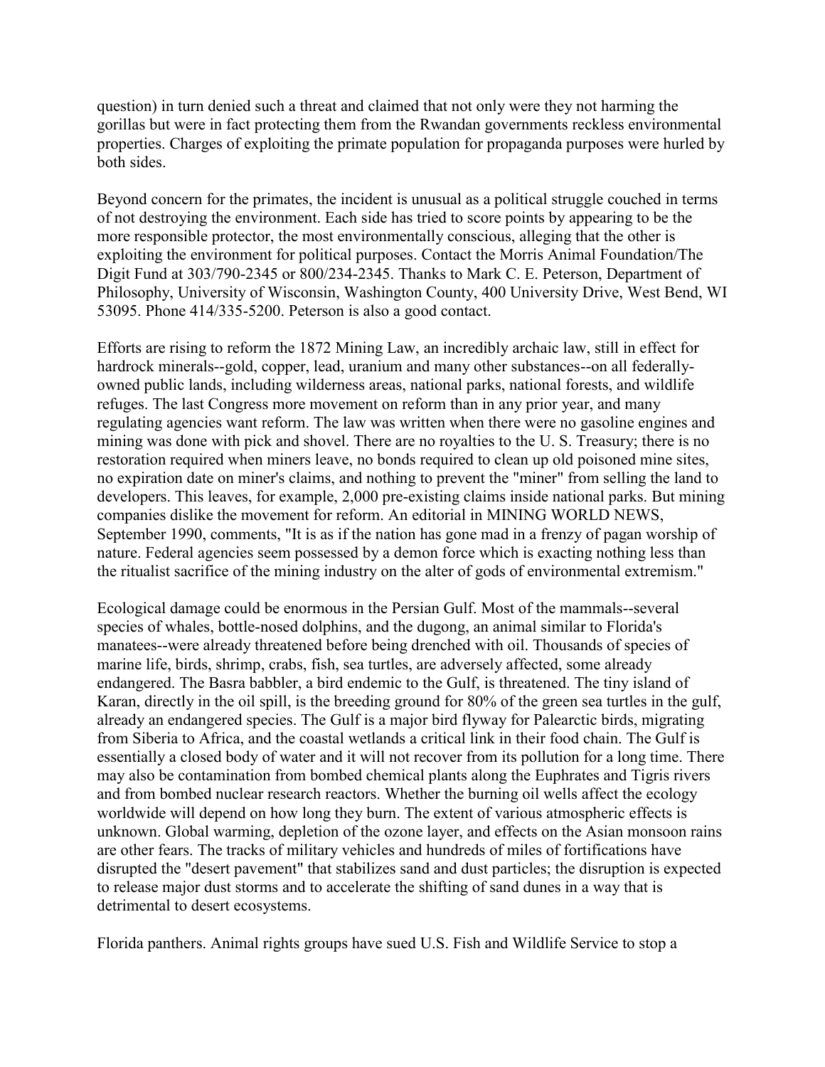question) in turn denied such a threat and claimed that not only were they not harming the gorillas but were in fact protecting them from the Rwandan governments reckless environmental properties. Charges of exploiting the primate population for propaganda purposes were hurled by both sides.

Beyond concern for the primates, the incident is unusual as a political struggle couched in terms of not destroying the environment. Each side has tried to score points by appearing to be the more responsible protector, the most environmentally conscious, alleging that the other is exploiting the environment for political purposes. Contact the Morris Animal Foundation/The Digit Fund at 303/790-2345 or 800/234-2345. Thanks to Mark C. E. Peterson, Department of Philosophy, University of Wisconsin, Washington County, 400 University Drive, West Bend, WI 53095. Phone 414/335-5200. Peterson is also a good contact.

Efforts are rising to reform the 1872 Mining Law, an incredibly archaic law, still in effect for hardrock minerals--gold, copper, lead, uranium and many other substances--on all federally-owned public lands, including wilderness areas, national parks, national forests, and wildlife refuges. The last Congress more movement on reform than in any prior year, and many regulating agencies want reform. The law was written when there were no gasoline engines and mining was done with pick and shovel. There are no royalties to the U. S. Treasury; there is no restoration required when miners leave, no bonds required to clean up old poisoned mine sites, no expiration date on miner's claims, and nothing to prevent the "miner" from selling the land to developers. This leaves, for example, 2,000 pre-existing claims inside national parks. But mining companies dislike the movement for reform. An editorial in MINING WORLD NEWS, September 1990, comments, "It is as if the nation has gone mad in a frenzy of pagan worship of nature. Federal agencies seem possessed by a demon force which is exacting nothing less than the ritualist sacrifice of the mining industry on the alter of gods of environmental extremism."

Ecological damage could be enormous in the Persian Gulf. Most of the mammals--several species of whales, bottle-nosed dolphins, and the dugong, an animal similar to Florida's manatees--were already threatened before being drenched with oil. Thousands of species of marine life, birds, shrimp, crabs, fish, sea turtles, are adversely affected, some already endangered. The Basra babbler, a bird endemic to the Gulf, is threatened. The tiny island of Karan, directly in the oil spill, is the breeding ground for 80% of the green sea turtles in the gulf, already an endangered species. The Gulf is a major bird flyway for Palearctic birds, migrating from Siberia to Africa, and the coastal wetlands a critical link in their food chain. The Gulf is essentially a closed body of water and it will not recover from its pollution for a long time. There may also be contamination from bombed chemical plants along the Euphrates and Tigris rivers and from bombed nuclear research reactors. Whether the burning oil wells affect the ecology worldwide will depend on how long they burn. The extent of various atmospheric effects is unknown. Global warming, depletion of the ozone layer, and effects on the Asian monsoon rains are other fears. The tracks of military vehicles and hundreds of miles of fortifications have disrupted the "desert pavement" that stabilizes sand and dust particles; the disruption is expected to release major dust storms and to accelerate the shifting of sand dunes in a way that is detrimental to desert ecosystems.

Florida panthers. Animal rights groups have sued U.S. Fish and Wildlife Service to stop a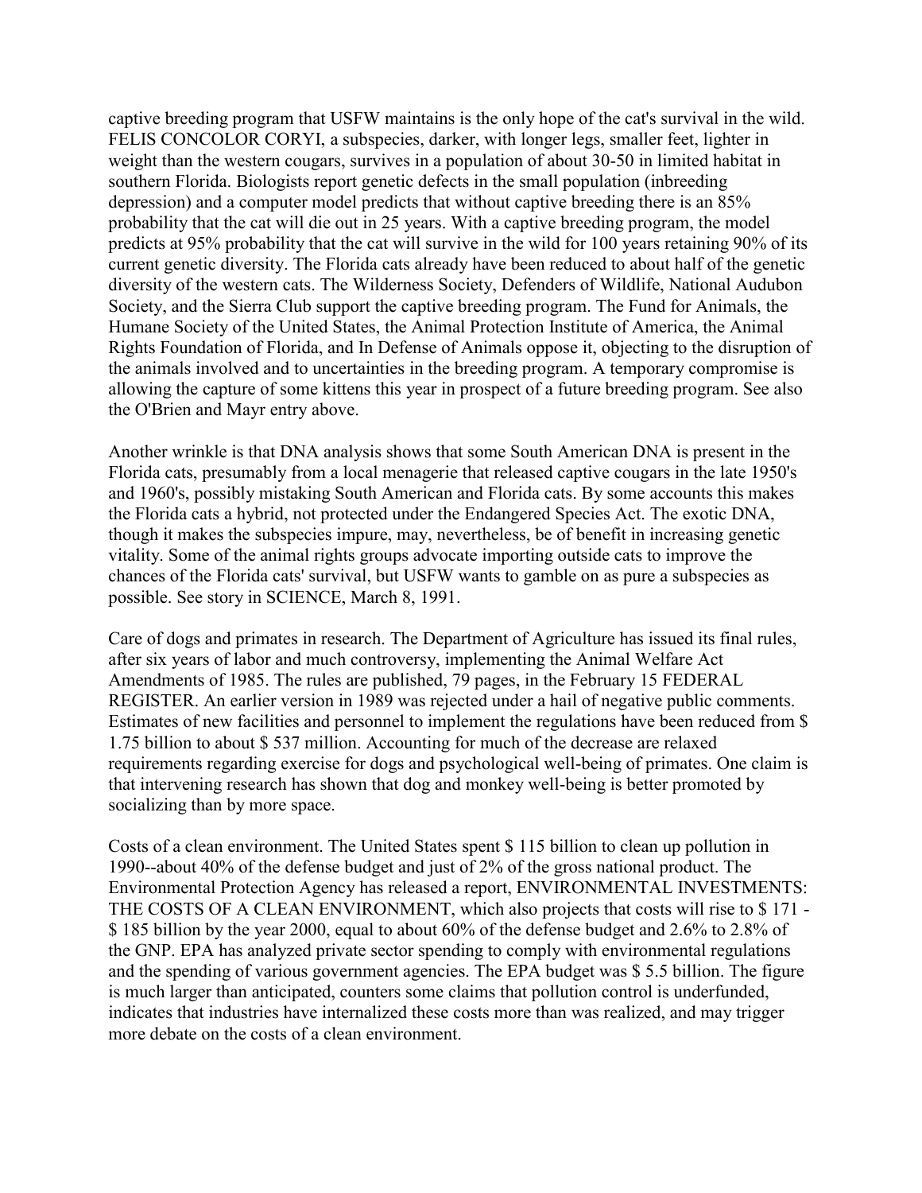captive breeding program that USFW maintains is the only hope of the cat's survival in the wild. FELIS CONCOLOR CORYI, a subspecies, darker, with longer legs, smaller feet, lighter in weight than the western cougars, survives in a population of about 30-50 in limited habitat in southern Florida. Biologists report genetic defects in the small population (inbreeding depression) and a computer model predicts that without captive breeding there is an 85% probability that the cat will die out in 25 years. With a captive breeding program, the model predicts at 95% probability that the cat will survive in the wild for 100 years retaining 90% of its current genetic diversity. The Florida cats already have been reduced to about half of the genetic diversity of the western cats. The Wilderness Society, Defenders of Wildlife, National Audubon Society, and the Sierra Club support the captive breeding program. The Fund for Animals, the Humane Society of the United States, the Animal Protection Institute of America, the Animal Rights Foundation of Florida, and In Defense of Animals oppose it, objecting to the disruption of the animals involved and to uncertainties in the breeding program. A temporary compromise is allowing the capture of some kittens this year in prospect of a future breeding program. See also the O'Brien and Mayr entry above.

Another wrinkle is that DNA analysis shows that some South American DNA is present in the Florida cats, presumably from a local menagerie that released captive cougars in the late 1950's and 1960's, possibly mistaking South American and Florida cats. By some accounts this makes the Florida cats a hybrid, not protected under the Endangered Species Act. The exotic DNA, though it makes the subspecies impure, may, nevertheless, be of benefit in increasing genetic vitality. Some of the animal rights groups advocate importing outside cats to improve the chances of the Florida cats' survival, but USFW wants to gamble on as pure a subspecies as possible. See story in SCIENCE, March 8, 1991.

Care of dogs and primates in research. The Department of Agriculture has issued its final rules, after six years of labor and much controversy, implementing the Animal Welfare Act Amendments of 1985. The rules are published, 79 pages, in the February 15 FEDERAL REGISTER. An earlier version in 1989 was rejected under a hail of negative public comments. Estimates of new facilities and personnel to implement the regulations have been reduced from $ 1.75 billion to about $ 537 million. Accounting for much of the decrease are relaxed requirements regarding exercise for dogs and psychological well-being of primates. One claim is that intervening research has shown that dog and monkey well-being is better promoted by socializing than by more space.

Costs of a clean environment. The United States spent $ 115 billion to clean up pollution in 1990--about 40% of the defense budget and just of 2% of the gross national product. The Environmental Protection Agency has released a report, ENVIRONMENTAL INVESTMENTS: THE COSTS OF A CLEAN ENVIRONMENT, which also projects that costs will rise to $ 171 - $ 185 billion by the year 2000, equal to about 60% of the defense budget and 2.6% to 2.8% of the GNP. EPA has analyzed private sector spending to comply with environmental regulations and the spending of various government agencies. The EPA budget was $ 5.5 billion. The figure is much larger than anticipated, counters some claims that pollution control is underfunded, indicates that industries have internalized these costs more than was realized, and may trigger more debate on the costs of a clean environment.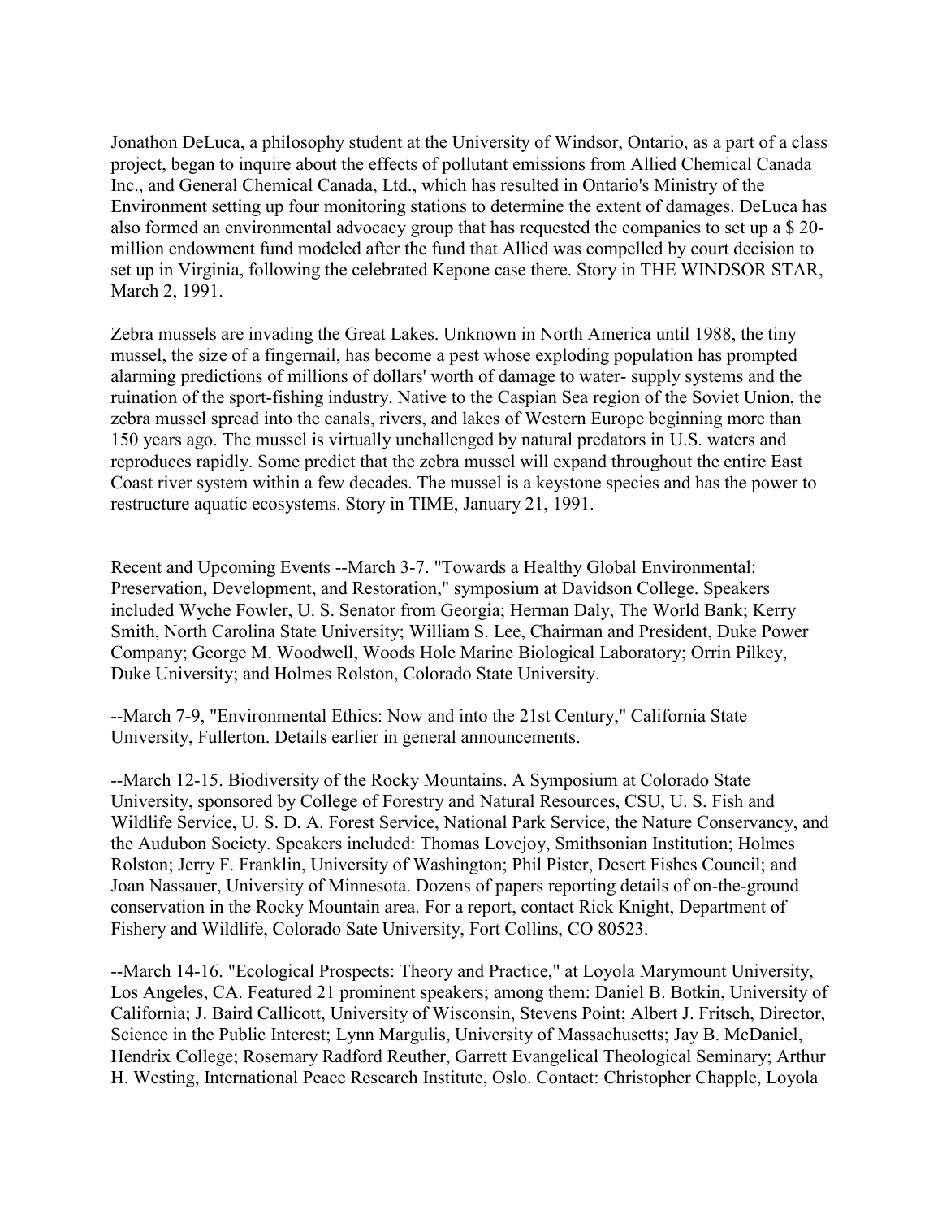Jonathon DeLuca, a philosophy student at the University of Windsor, Ontario, as a part of a class project, began to inquire about the effects of pollutant emissions from Allied Chemical Canada Inc., and General Chemical Canada, Ltd., which has resulted in Ontario's Ministry of the Environment setting up four monitoring stations to determine the extent of damages. DeLuca has also formed an environmental advocacy group that has requested the companies to set up a $ 20-million endowment fund modeled after the fund that Allied was compelled by court decision to set up in Virginia, following the celebrated Kepone case there. Story in THE WINDSOR STAR, March 2, 1991.

Zebra mussels are invading the Great Lakes. Unknown in North America until 1988, the tiny mussel, the size of a fingernail, has become a pest whose exploding population has prompted alarming predictions of millions of dollars' worth of damage to water- supply systems and the ruination of the sport-fishing industry. Native to the Caspian Sea region of the Soviet Union, the zebra mussel spread into the canals, rivers, and lakes of Western Europe beginning more than 150 years ago. The mussel is virtually unchallenged by natural predators in U.S. waters and reproduces rapidly. Some predict that the zebra mussel will expand throughout the entire East Coast river system within a few decades. The mussel is a keystone species and has the power to restructure aquatic ecosystems. Story in TIME, January 21, 1991.

Recent and Upcoming Events --March 3-7. "Towards a Healthy Global Environmental: Preservation, Development, and Restoration," symposium at Davidson College. Speakers included Wyche Fowler, U. S. Senator from Georgia; Herman Daly, The World Bank; Kerry Smith, North Carolina State University; William S. Lee, Chairman and President, Duke Power Company; George M. Woodwell, Woods Hole Marine Biological Laboratory; Orrin Pilkey, Duke University; and Holmes Rolston, Colorado State University.

--March 7-9, "Environmental Ethics: Now and into the 21st Century," California State University, Fullerton. Details earlier in general announcements.

--March 12-15. Biodiversity of the Rocky Mountains. A Symposium at Colorado State University, sponsored by College of Forestry and Natural Resources, CSU, U. S. Fish and Wildlife Service, U. S. D. A. Forest Service, National Park Service, the Nature Conservancy, and the Audubon Society. Speakers included: Thomas Lovejoy, Smithsonian Institution; Holmes Rolston; Jerry F. Franklin, University of Washington; Phil Pister, Desert Fishes Council; and Joan Nassauer, University of Minnesota. Dozens of papers reporting details of on-the-ground conservation in the Rocky Mountain area. For a report, contact Rick Knight, Department of Fishery and Wildlife, Colorado Sate University, Fort Collins, CO 80523.

--March 14-16. "Ecological Prospects: Theory and Practice," at Loyola Marymount University, Los Angeles, CA. Featured 21 prominent speakers; among them: Daniel B. Botkin, University of California; J. Baird Callicott, University of Wisconsin, Stevens Point; Albert J. Fritsch, Director, Science in the Public Interest; Lynn Margulis, University of Massachusetts; Jay B. McDaniel, Hendrix College; Rosemary Radford Reuther, Garrett Evangelical Theological Seminary; Arthur H. Westing, International Peace Research Institute, Oslo. Contact: Christopher Chapple, Loyola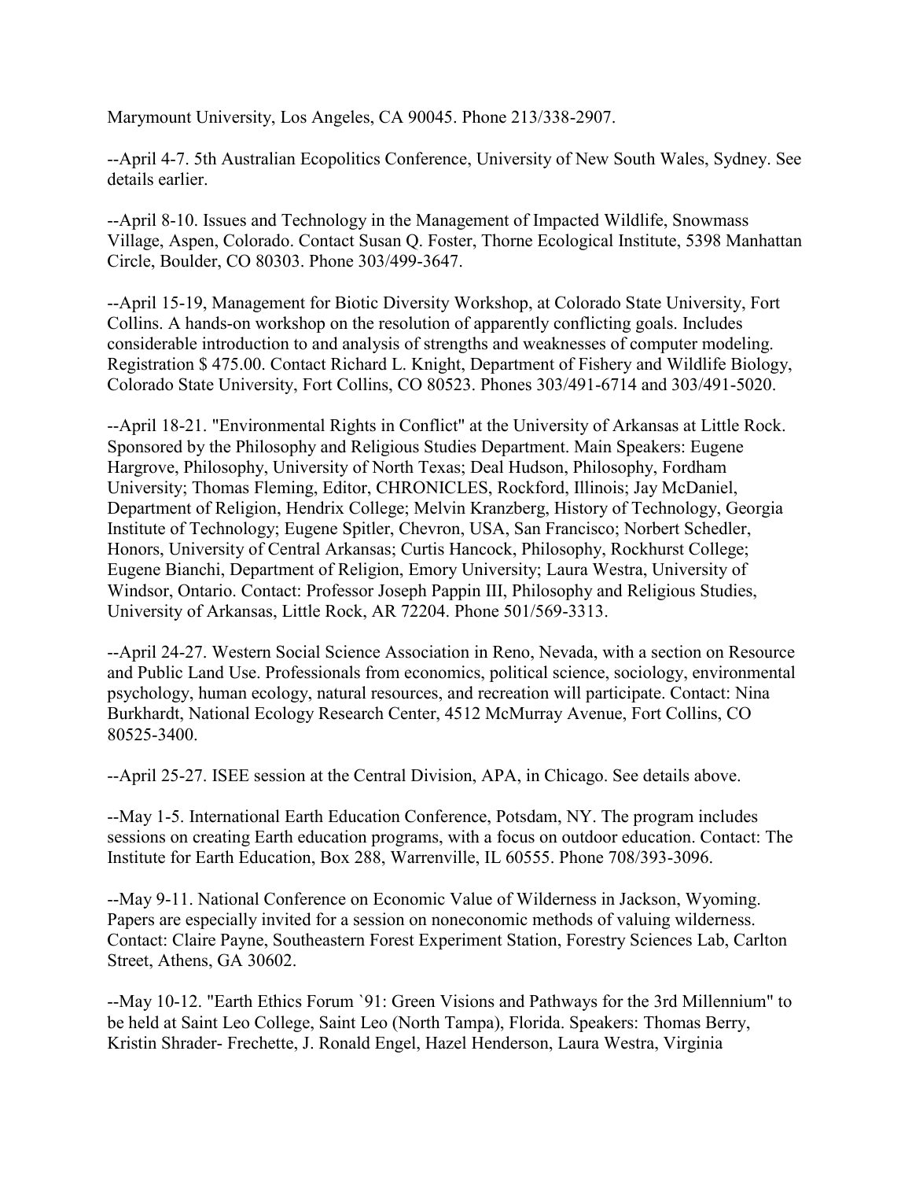Marymount University, Los Angeles, CA 90045. Phone 213/338-2907.

--April 4-7. 5th Australian Ecopolitics Conference, University of New South Wales, Sydney. See details earlier.

--April 8-10. Issues and Technology in the Management of Impacted Wildlife, Snowmass Village, Aspen, Colorado. Contact Susan Q. Foster, Thorne Ecological Institute, 5398 Manhattan Circle, Boulder, CO 80303. Phone 303/499-3647.

--April 15-19, Management for Biotic Diversity Workshop, at Colorado State University, Fort Collins. A hands-on workshop on the resolution of apparently conflicting goals. Includes considerable introduction to and analysis of strengths and weaknesses of computer modeling. Registration $ 475.00. Contact Richard L. Knight, Department of Fishery and Wildlife Biology, Colorado State University, Fort Collins, CO 80523. Phones 303/491-6714 and 303/491-5020.

--April 18-21. "Environmental Rights in Conflict" at the University of Arkansas at Little Rock. Sponsored by the Philosophy and Religious Studies Department. Main Speakers: Eugene Hargrove, Philosophy, University of North Texas; Deal Hudson, Philosophy, Fordham University; Thomas Fleming, Editor, CHRONICLES, Rockford, Illinois; Jay McDaniel, Department of Religion, Hendrix College; Melvin Kranzberg, History of Technology, Georgia Institute of Technology; Eugene Spitler, Chevron, USA, San Francisco; Norbert Schedler, Honors, University of Central Arkansas; Curtis Hancock, Philosophy, Rockhurst College; Eugene Bianchi, Department of Religion, Emory University; Laura Westra, University of Windsor, Ontario. Contact: Professor Joseph Pappin III, Philosophy and Religious Studies, University of Arkansas, Little Rock, AR 72204. Phone 501/569-3313.

--April 24-27. Western Social Science Association in Reno, Nevada, with a section on Resource and Public Land Use. Professionals from economics, political science, sociology, environmental psychology, human ecology, natural resources, and recreation will participate. Contact: Nina Burkhardt, National Ecology Research Center, 4512 McMurray Avenue, Fort Collins, CO 80525-3400.

--April 25-27. ISEE session at the Central Division, APA, in Chicago. See details above.

--May 1-5. International Earth Education Conference, Potsdam, NY. The program includes sessions on creating Earth education programs, with a focus on outdoor education. Contact: The Institute for Earth Education, Box 288, Warrenville, IL 60555. Phone 708/393-3096.

--May 9-11. National Conference on Economic Value of Wilderness in Jackson, Wyoming. Papers are especially invited for a session on noneconomic methods of valuing wilderness. Contact: Claire Payne, Southeastern Forest Experiment Station, Forestry Sciences Lab, Carlton Street, Athens, GA 30602.

--May 10-12. "Earth Ethics Forum `91: Green Visions and Pathways for the 3rd Millennium" to be held at Saint Leo College, Saint Leo (North Tampa), Florida. Speakers: Thomas Berry, Kristin Shrader- Frechette, J. Ronald Engel, Hazel Henderson, Laura Westra, Virginia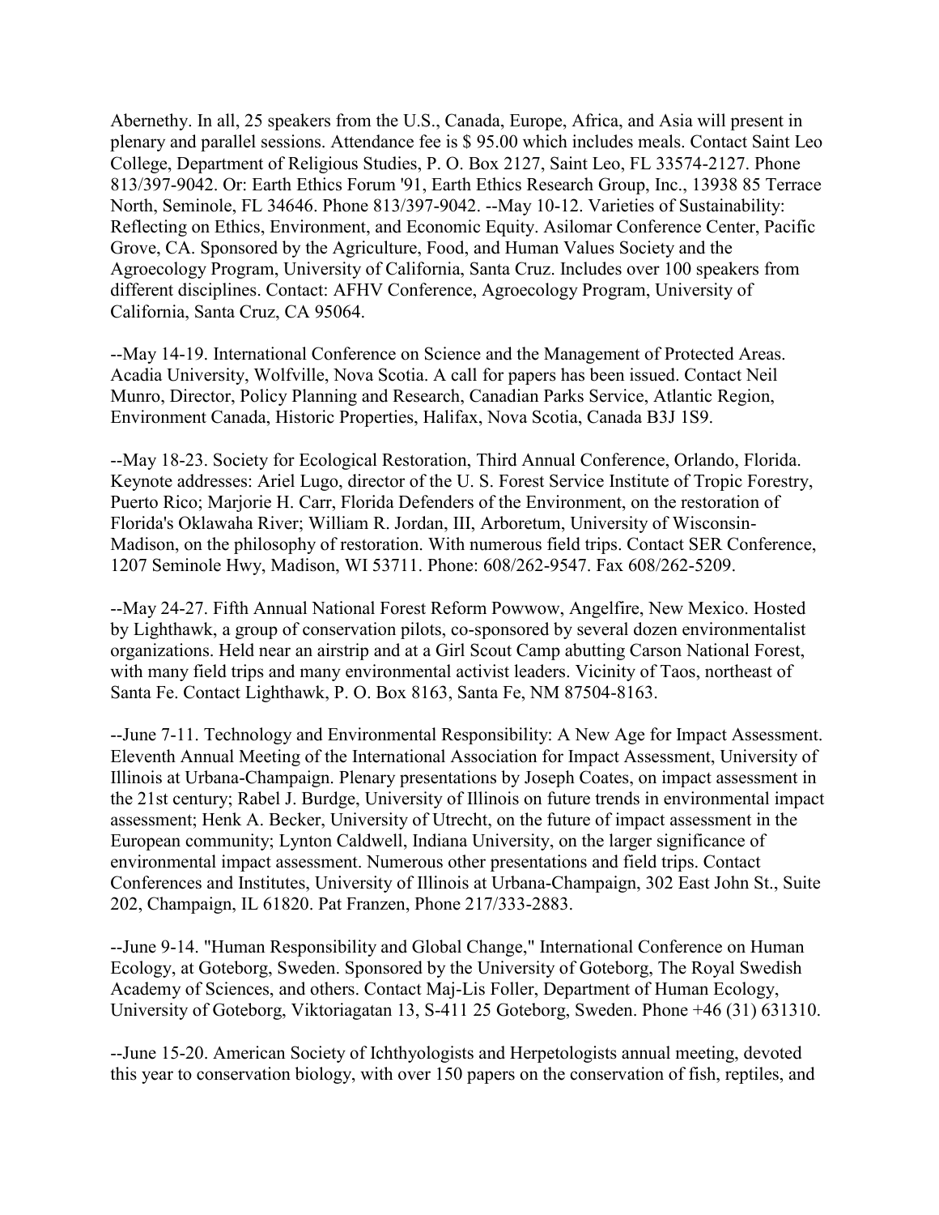Abernethy. In all, 25 speakers from the U.S., Canada, Europe, Africa, and Asia will present in plenary and parallel sessions. Attendance fee is $ 95.00 which includes meals. Contact Saint Leo College, Department of Religious Studies, P. O. Box 2127, Saint Leo, FL 33574-2127. Phone 813/397-9042. Or: Earth Ethics Forum '91, Earth Ethics Research Group, Inc., 13938 85 Terrace North, Seminole, FL 34646. Phone 813/397-9042. --May 10-12. Varieties of Sustainability: Reflecting on Ethics, Environment, and Economic Equity. Asilomar Conference Center, Pacific Grove, CA. Sponsored by the Agriculture, Food, and Human Values Society and the Agroecology Program, University of California, Santa Cruz. Includes over 100 speakers from different disciplines. Contact: AFHV Conference, Agroecology Program, University of California, Santa Cruz, CA 95064.

--May 14-19. International Conference on Science and the Management of Protected Areas. Acadia University, Wolfville, Nova Scotia. A call for papers has been issued. Contact Neil Munro, Director, Policy Planning and Research, Canadian Parks Service, Atlantic Region, Environment Canada, Historic Properties, Halifax, Nova Scotia, Canada B3J 1S9.

--May 18-23. Society for Ecological Restoration, Third Annual Conference, Orlando, Florida. Keynote addresses: Ariel Lugo, director of the U. S. Forest Service Institute of Tropic Forestry, Puerto Rico; Marjorie H. Carr, Florida Defenders of the Environment, on the restoration of Florida's Oklawaha River; William R. Jordan, III, Arboretum, University of Wisconsin-Madison, on the philosophy of restoration. With numerous field trips. Contact SER Conference, 1207 Seminole Hwy, Madison, WI 53711. Phone: 608/262-9547. Fax 608/262-5209.

--May 24-27. Fifth Annual National Forest Reform Powwow, Angelfire, New Mexico. Hosted by Lighthawk, a group of conservation pilots, co-sponsored by several dozen environmentalist organizations. Held near an airstrip and at a Girl Scout Camp abutting Carson National Forest, with many field trips and many environmental activist leaders. Vicinity of Taos, northeast of Santa Fe. Contact Lighthawk, P. O. Box 8163, Santa Fe, NM 87504-8163.

--June 7-11. Technology and Environmental Responsibility: A New Age for Impact Assessment. Eleventh Annual Meeting of the International Association for Impact Assessment, University of Illinois at Urbana-Champaign. Plenary presentations by Joseph Coates, on impact assessment in the 21st century; Rabel J. Burdge, University of Illinois on future trends in environmental impact assessment; Henk A. Becker, University of Utrecht, on the future of impact assessment in the European community; Lynton Caldwell, Indiana University, on the larger significance of environmental impact assessment. Numerous other presentations and field trips. Contact Conferences and Institutes, University of Illinois at Urbana-Champaign, 302 East John St., Suite 202, Champaign, IL 61820. Pat Franzen, Phone 217/333-2883.

--June 9-14. "Human Responsibility and Global Change," International Conference on Human Ecology, at Goteborg, Sweden. Sponsored by the University of Goteborg, The Royal Swedish Academy of Sciences, and others. Contact Maj-Lis Foller, Department of Human Ecology, University of Goteborg, Viktoriagatan 13, S-411 25 Goteborg, Sweden. Phone +46 (31) 631310.

--June 15-20. American Society of Ichthyologists and Herpetologists annual meeting, devoted this year to conservation biology, with over 150 papers on the conservation of fish, reptiles, and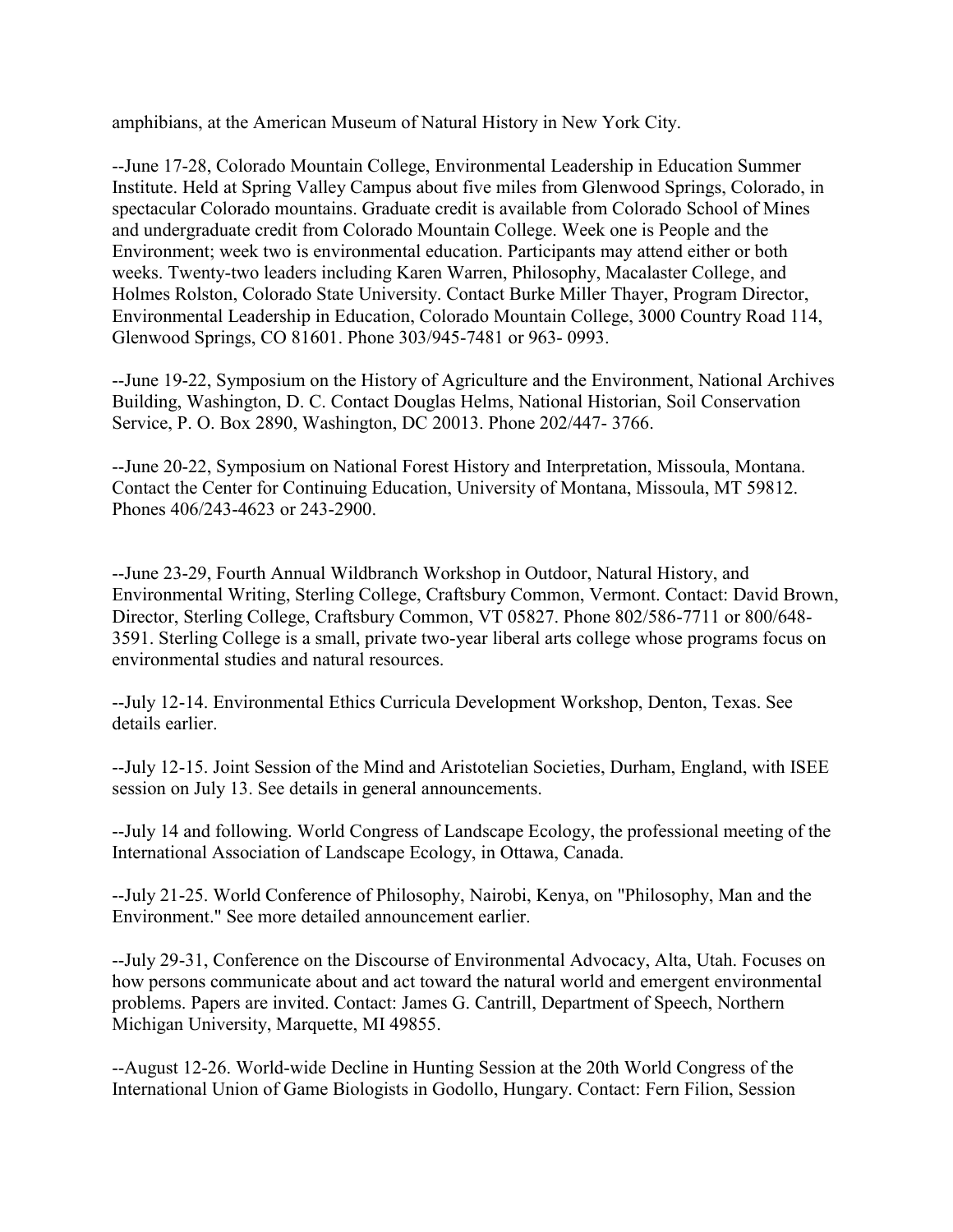amphibians, at the American Museum of Natural History in New York City.

--June 17-28, Colorado Mountain College, Environmental Leadership in Education Summer Institute. Held at Spring Valley Campus about five miles from Glenwood Springs, Colorado, in spectacular Colorado mountains. Graduate credit is available from Colorado School of Mines and undergraduate credit from Colorado Mountain College. Week one is People and the Environment; week two is environmental education. Participants may attend either or both weeks. Twenty-two leaders including Karen Warren, Philosophy, Macalaster College, and Holmes Rolston, Colorado State University. Contact Burke Miller Thayer, Program Director, Environmental Leadership in Education, Colorado Mountain College, 3000 Country Road 114, Glenwood Springs, CO 81601. Phone 303/945-7481 or 963- 0993.

--June 19-22, Symposium on the History of Agriculture and the Environment, National Archives Building, Washington, D. C. Contact Douglas Helms, National Historian, Soil Conservation Service, P. O. Box 2890, Washington, DC 20013. Phone 202/447- 3766.

--June 20-22, Symposium on National Forest History and Interpretation, Missoula, Montana. Contact the Center for Continuing Education, University of Montana, Missoula, MT 59812. Phones 406/243-4623 or 243-2900.

--June 23-29, Fourth Annual Wildbranch Workshop in Outdoor, Natural History, and Environmental Writing, Sterling College, Craftsbury Common, Vermont. Contact: David Brown, Director, Sterling College, Craftsbury Common, VT 05827. Phone 802/586-7711 or 800/648-3591. Sterling College is a small, private two-year liberal arts college whose programs focus on environmental studies and natural resources.

--July 12-14. Environmental Ethics Curricula Development Workshop, Denton, Texas. See details earlier.

--July 12-15. Joint Session of the Mind and Aristotelian Societies, Durham, England, with ISEE session on July 13. See details in general announcements.

--July 14 and following. World Congress of Landscape Ecology, the professional meeting of the International Association of Landscape Ecology, in Ottawa, Canada.

--July 21-25. World Conference of Philosophy, Nairobi, Kenya, on "Philosophy, Man and the Environment." See more detailed announcement earlier.

--July 29-31, Conference on the Discourse of Environmental Advocacy, Alta, Utah. Focuses on how persons communicate about and act toward the natural world and emergent environmental problems. Papers are invited. Contact: James G. Cantrill, Department of Speech, Northern Michigan University, Marquette, MI 49855.

--August 12-26. World-wide Decline in Hunting Session at the 20th World Congress of the International Union of Game Biologists in Godollo, Hungary. Contact: Fern Filion, Session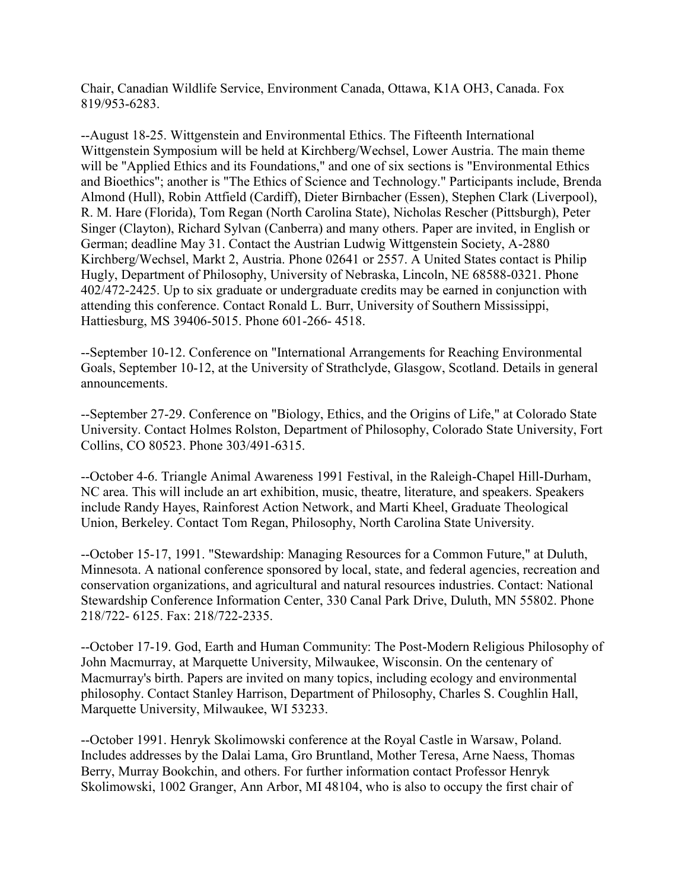Chair, Canadian Wildlife Service, Environment Canada, Ottawa, K1A OH3, Canada. Fox 819/953-6283.

--August 18-25. Wittgenstein and Environmental Ethics. The Fifteenth International Wittgenstein Symposium will be held at Kirchberg/Wechsel, Lower Austria. The main theme will be "Applied Ethics and its Foundations," and one of six sections is "Environmental Ethics and Bioethics"; another is "The Ethics of Science and Technology." Participants include, Brenda Almond (Hull), Robin Attfield (Cardiff), Dieter Birnbacher (Essen), Stephen Clark (Liverpool), R. M. Hare (Florida), Tom Regan (North Carolina State), Nicholas Rescher (Pittsburgh), Peter Singer (Clayton), Richard Sylvan (Canberra) and many others. Paper are invited, in English or German; deadline May 31. Contact the Austrian Ludwig Wittgenstein Society, A-2880 Kirchberg/Wechsel, Markt 2, Austria. Phone 02641 or 2557. A United States contact is Philip Hugly, Department of Philosophy, University of Nebraska, Lincoln, NE 68588-0321. Phone 402/472-2425. Up to six graduate or undergraduate credits may be earned in conjunction with attending this conference. Contact Ronald L. Burr, University of Southern Mississippi, Hattiesburg, MS 39406-5015. Phone 601-266- 4518.

--September 10-12. Conference on "International Arrangements for Reaching Environmental Goals, September 10-12, at the University of Strathclyde, Glasgow, Scotland. Details in general announcements.

--September 27-29. Conference on "Biology, Ethics, and the Origins of Life," at Colorado State University. Contact Holmes Rolston, Department of Philosophy, Colorado State University, Fort Collins, CO 80523. Phone 303/491-6315.

--October 4-6. Triangle Animal Awareness 1991 Festival, in the Raleigh-Chapel Hill-Durham, NC area. This will include an art exhibition, music, theatre, literature, and speakers. Speakers include Randy Hayes, Rainforest Action Network, and Marti Kheel, Graduate Theological Union, Berkeley. Contact Tom Regan, Philosophy, North Carolina State University.

--October 15-17, 1991. "Stewardship: Managing Resources for a Common Future," at Duluth, Minnesota. A national conference sponsored by local, state, and federal agencies, recreation and conservation organizations, and agricultural and natural resources industries. Contact: National Stewardship Conference Information Center, 330 Canal Park Drive, Duluth, MN 55802. Phone 218/722- 6125. Fax: 218/722-2335.

--October 17-19. God, Earth and Human Community: The Post-Modern Religious Philosophy of John Macmurray, at Marquette University, Milwaukee, Wisconsin. On the centenary of Macmurray's birth. Papers are invited on many topics, including ecology and environmental philosophy. Contact Stanley Harrison, Department of Philosophy, Charles S. Coughlin Hall, Marquette University, Milwaukee, WI 53233.

--October 1991. Henryk Skolimowski conference at the Royal Castle in Warsaw, Poland. Includes addresses by the Dalai Lama, Gro Bruntland, Mother Teresa, Arne Naess, Thomas Berry, Murray Bookchin, and others. For further information contact Professor Henryk Skolimowski, 1002 Granger, Ann Arbor, MI 48104, who is also to occupy the first chair of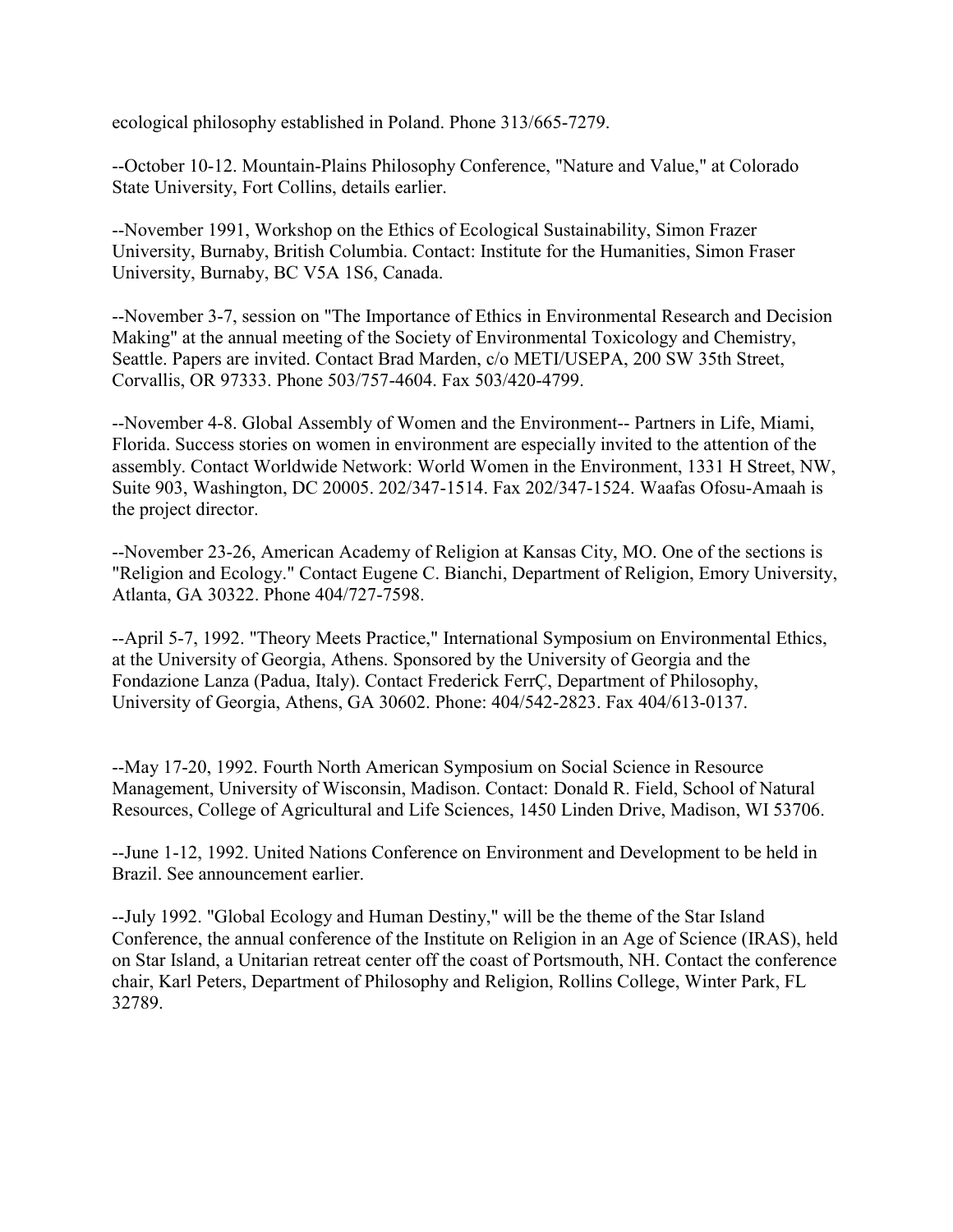ecological philosophy established in Poland. Phone 313/665-7279.

--October 10-12. Mountain-Plains Philosophy Conference, "Nature and Value," at Colorado State University, Fort Collins, details earlier.

--November 1991, Workshop on the Ethics of Ecological Sustainability, Simon Frazer University, Burnaby, British Columbia. Contact: Institute for the Humanities, Simon Fraser University, Burnaby, BC V5A 1S6, Canada.

--November 3-7, session on "The Importance of Ethics in Environmental Research and Decision Making" at the annual meeting of the Society of Environmental Toxicology and Chemistry, Seattle. Papers are invited. Contact Brad Marden, c/o METI/USEPA, 200 SW 35th Street, Corvallis, OR 97333. Phone 503/757-4604. Fax 503/420-4799.

--November 4-8. Global Assembly of Women and the Environment-- Partners in Life, Miami, Florida. Success stories on women in environment are especially invited to the attention of the assembly. Contact Worldwide Network: World Women in the Environment, 1331 H Street, NW, Suite 903, Washington, DC 20005. 202/347-1514. Fax 202/347-1524. Waafas Ofosu-Amaah is the project director.

--November 23-26, American Academy of Religion at Kansas City, MO. One of the sections is "Religion and Ecology." Contact Eugene C. Bianchi, Department of Religion, Emory University, Atlanta, GA 30322. Phone 404/727-7598.

--April 5-7, 1992. "Theory Meets Practice," International Symposium on Environmental Ethics, at the University of Georgia, Athens. Sponsored by the University of Georgia and the Fondazione Lanza (Padua, Italy). Contact Frederick FerrÇ, Department of Philosophy, University of Georgia, Athens, GA 30602. Phone: 404/542-2823. Fax 404/613-0137.

--May 17-20, 1992. Fourth North American Symposium on Social Science in Resource Management, University of Wisconsin, Madison. Contact: Donald R. Field, School of Natural Resources, College of Agricultural and Life Sciences, 1450 Linden Drive, Madison, WI 53706.

--June 1-12, 1992. United Nations Conference on Environment and Development to be held in Brazil. See announcement earlier.

--July 1992. "Global Ecology and Human Destiny," will be the theme of the Star Island Conference, the annual conference of the Institute on Religion in an Age of Science (IRAS), held on Star Island, a Unitarian retreat center off the coast of Portsmouth, NH. Contact the conference chair, Karl Peters, Department of Philosophy and Religion, Rollins College, Winter Park, FL 32789.